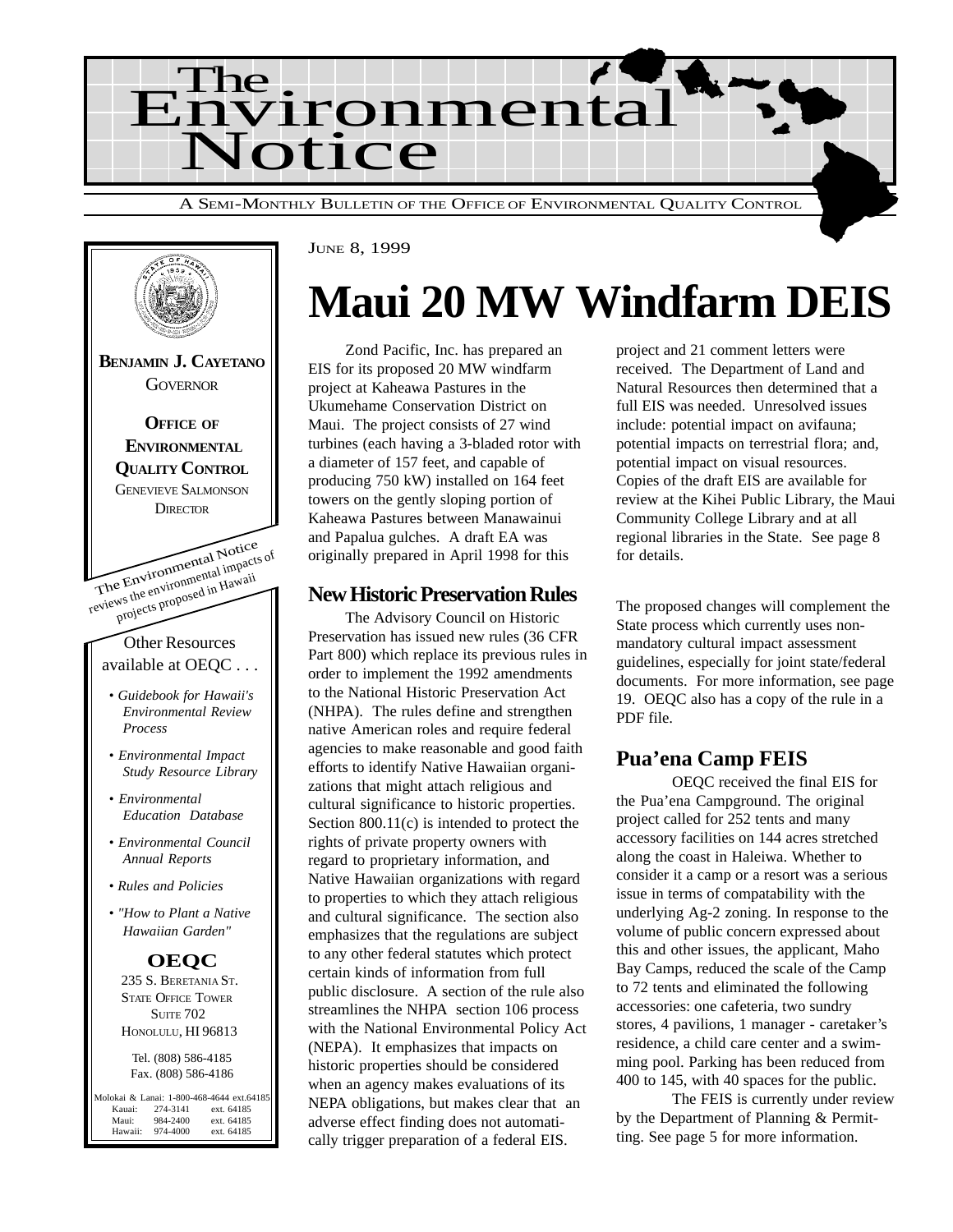# The Environmental Notice

A SEMI-MONTHLY BULLETIN OF THE OFFICE OF ENVIRONMENTAL QUALITY CONTROL

**BENJAMIN J. CAYETANO**
GOVERNOR

**OFFICE OF ENVIRONMENTAL QUALITY CONTROL**
GENEVIEVE SALMONSON
DIRECTOR

The Environmental Notice reviews the environmental impacts of projects proposed in Hawaii

Other Resources available at OEQC . . .

- *Guidebook for Hawaii's Environmental Review Process*
- *Environmental Impact Study Resource Library*
- *Environmental Education Database*
- *Environmental Council Annual Reports*
- *Rules and Policies*
- *"How to Plant a Native Hawaiian Garden"*

**OEQC**
235 S. BERETANIA ST.
STATE OFFICE TOWER
SUITE 702
HONOLULU, HI 96813

Tel. (808) 586-4185
Fax. (808) 586-4186

Molokai & Lanai: 1-800-468-4644 ext.64185
Kauai: 274-3141 ext. 64185
Maui: 984-2400 ext. 64185
Hawaii: 974-4000 ext. 64185

JUNE 8, 1999

# Maui 20 MW Windfarm DEIS

Zond Pacific, Inc. has prepared an EIS for its proposed 20 MW windfarm project at Kaheawa Pastures in the Ukumehame Conservation District on Maui. The project consists of 27 wind turbines (each having a 3-bladed rotor with a diameter of 157 feet, and capable of producing 750 kW) installed on 164 feet towers on the gently sloping portion of Kaheawa Pastures between Manawainui and Papalua gulches. A draft EA was originally prepared in April 1998 for this project and 21 comment letters were received. The Department of Land and Natural Resources then determined that a full EIS was needed. Unresolved issues include: potential impact on avifauna; potential impacts on terrestrial flora; and, potential impact on visual resources. Copies of the draft EIS are available for review at the Kihei Public Library, the Maui Community College Library and at all regional libraries in the State. See page 8 for details.

## New Historic Preservation Rules

The Advisory Council on Historic Preservation has issued new rules (36 CFR Part 800) which replace its previous rules in order to implement the 1992 amendments to the National Historic Preservation Act (NHPA). The rules define and strengthen native American roles and require federal agencies to make reasonable and good faith efforts to identify Native Hawaiian organizations that might attach religious and cultural significance to historic properties. Section 800.11(c) is intended to protect the rights of private property owners with regard to proprietary information, and Native Hawaiian organizations with regard to properties to which they attach religious and cultural significance. The section also emphasizes that the regulations are subject to any other federal statutes which protect certain kinds of information from full public disclosure. A section of the rule also streamlines the NHPA section 106 process with the National Environmental Policy Act (NEPA). It emphasizes that impacts on historic properties should be considered when an agency makes evaluations of its NEPA obligations, but makes clear that an adverse effect finding does not automatically trigger preparation of a federal EIS.

The proposed changes will complement the State process which currently uses non-mandatory cultural impact assessment guidelines, especially for joint state/federal documents. For more information, see page 19. OEQC also has a copy of the rule in a PDF file.

## Pua'ena Camp FEIS

OEQC received the final EIS for the Pua'ena Campground. The original project called for 252 tents and many accessory facilities on 144 acres stretched along the coast in Haleiwa. Whether to consider it a camp or a resort was a serious issue in terms of compatability with the underlying Ag-2 zoning. In response to the volume of public concern expressed about this and other issues, the applicant, Maho Bay Camps, reduced the scale of the Camp to 72 tents and eliminated the following accessories: one cafeteria, two sundry stores, 4 pavilions, 1 manager - caretaker's residence, a child care center and a swimming pool. Parking has been reduced from 400 to 145, with 40 spaces for the public.

The FEIS is currently under review by the Department of Planning & Permitting. See page 5 for more information.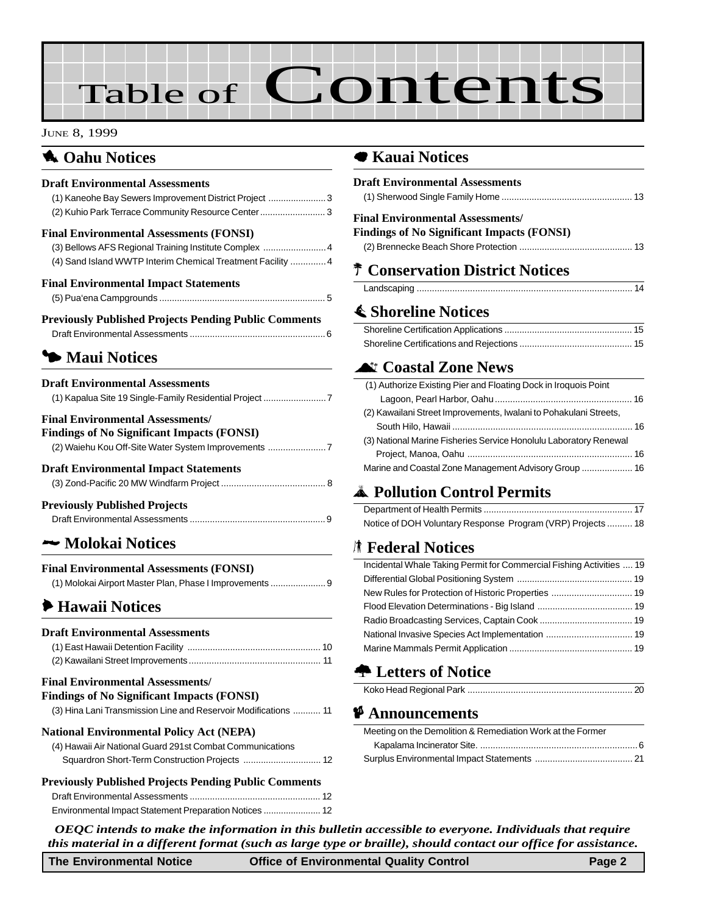# Table of Contents

JUNE 8, 1999

## Oahu Notices

### Draft Environmental Assessments

(1) Kaneohe Bay Sewers Improvement District Project ....................... 3

(2) Kuhio Park Terrace Community Resource Center .......................... 3

### Final Environmental Assessments (FONSI)

(3) Bellows AFS Regional Training Institute Complex ......................... 4

(4) Sand Island WWTP Interim Chemical Treatment Facility .............. 4

### Final Environmental Impact Statements

(5) Pua'ena Campgrounds ................................................................. 5

### Previously Published Projects Pending Public Comments

Draft Environmental Assessments ...................................................... 6

## Maui Notices

### Draft Environmental Assessments

(1) Kapalua Site 19 Single-Family Residential Project ......................... 7

### Final Environmental Assessments/ Findings of No Significant Impacts (FONSI)

(2) Waiehu Kou Off-Site Water System Improvements ....................... 7

### Draft Environmental Impact Statements

(3) Zond-Pacific 20 MW Windfarm Project ......................................... 8

### Previously Published Projects

Draft Environmental Assessments ...................................................... 9

## Molokai Notices

### Final Environmental Assessments (FONSI)

(1) Molokai Airport Master Plan, Phase I Improvements ...................... 9

## Hawaii Notices

### Draft Environmental Assessments

(1) East Hawaii Detention Facility ..................................................... 10

(2) Kawailani Street Improvements .................................................... 11

### Final Environmental Assessments/ Findings of No Significant Impacts (FONSI)

(3) Hina Lani Transmission Line and Reservoir Modifications ........... 11

### National Environmental Policy Act (NEPA)

(4) Hawaii Air National Guard 291st Combat Communications Squardron Short-Term Construction Projects ............................... 12

### Previously Published Projects Pending Public Comments

Draft Environmental Assessments .................................................... 12

Environmental Impact Statement Preparation Notices ....................... 12

## Kauai Notices

### Draft Environmental Assessments

(1) Sherwood Single Family Home .................................................... 13

### Final Environmental Assessments/ Findings of No Significant Impacts (FONSI)

(2) Brennecke Beach Shore Protection ............................................. 13

## Conservation District Notices

Landscaping ..................................................................................... 14

## Shoreline Notices

Shoreline Certification Applications ................................................... 15

Shoreline Certifications and Rejections ............................................. 15

## Coastal Zone News

(1) Authorize Existing Pier and Floating Dock in Iroquois Point Lagoon, Pearl Harbor, Oahu ...................................................... 16

(2) Kawailani Street Improvements, Iwalani to Pohakulani Streets, South Hilo, Hawaii ....................................................................... 16

(3) National Marine Fisheries Service Honolulu Laboratory Renewal Project, Manoa, Oahu ................................................................ 16

Marine and Coastal Zone Management Advisory Group .................... 16

## Pollution Control Permits

Department of Health Permits ........................................................... 17

Notice of DOH Voluntary Response Program (VRP) Projects .......... 18

## Federal Notices

Incidental Whale Taking Permit for Commercial Fishing Activities ..... 19

Differential Global Positioning System .............................................. 19

New Rules for Protection of Historic Properties ................................ 19

Flood Elevation Determinations - Big Island ...................................... 19

Radio Broadcasting Services, Captain Cook ..................................... 19

National Invasive Species Act Implementation .................................. 19

Marine Mammals Permit Application ................................................. 19

## Letters of Notice

Koko Head Regional Park ................................................................. 20

## Announcements

Meeting on the Demolition & Remediation Work at the Former Kapalama Incinerator Site. .............................................................. 6

Surplus Environmental Impact Statements ....................................... 21

*OEQC intends to make the information in this bulletin accessible to everyone. Individuals that require this material in a different format (such as large type or braille), should contact our office for assistance.*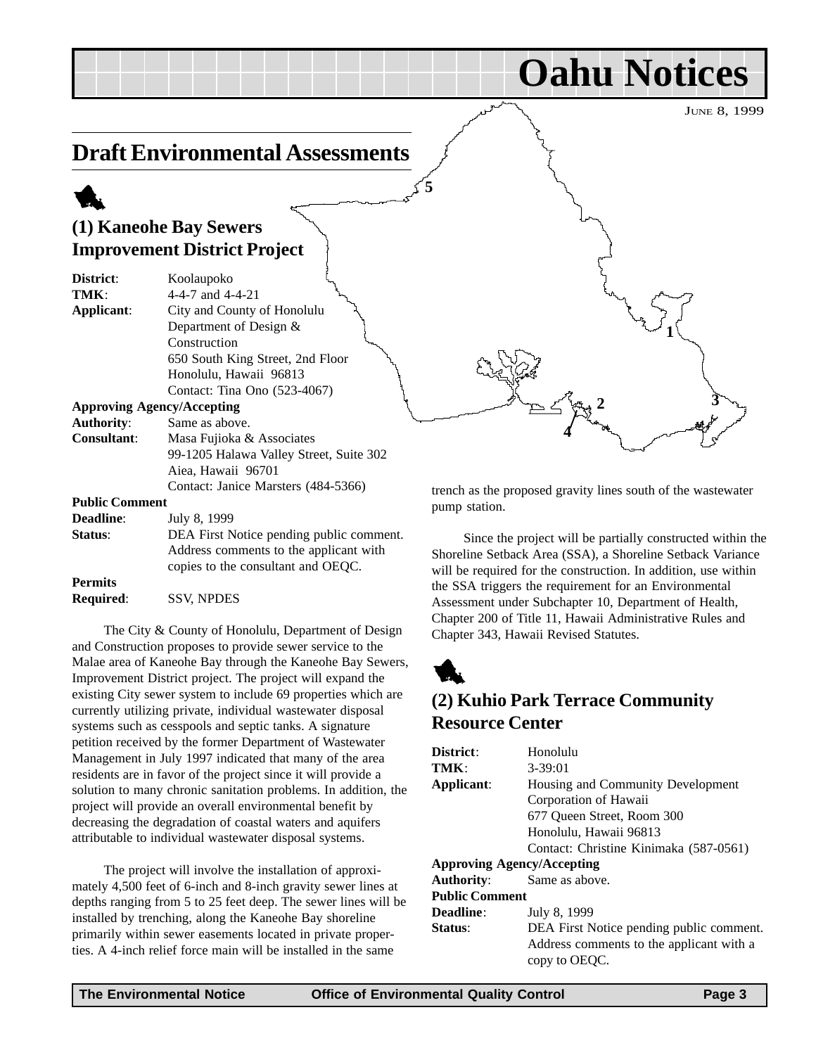# Oahu Notices

JUNE 8, 1999

## Draft Environmental Assessments

### (1) Kaneohe Bay Sewers Improvement District Project

**District**: Koolaupoko
**TMK**: 4-4-7 and 4-4-21
**Applicant**: City and County of Honolulu Department of Design & Construction
650 South King Street, 2nd Floor
Honolulu, Hawaii 96813
Contact: Tina Ono (523-4067)

**Approving Agency/Accepting Authority**: Same as above.

**Consultant**: Masa Fujioka & Associates
99-1205 Halawa Valley Street, Suite 302
Aiea, Hawaii 96701
Contact: Janice Marsters (484-5366)

**Public Comment Deadline**: July 8, 1999

**Status**: DEA First Notice pending public comment. Address comments to the applicant with copies to the consultant and OEQC.

**Permits Required**: SSV, NPDES

The City & County of Honolulu, Department of Design and Construction proposes to provide sewer service to the Malae area of Kaneohe Bay through the Kaneohe Bay Sewers, Improvement District project. The project will expand the existing City sewer system to include 69 properties which are currently utilizing private, individual wastewater disposal systems such as cesspools and septic tanks. A signature petition received by the former Department of Wastewater Management in July 1997 indicated that many of the area residents are in favor of the project since it will provide a solution to many chronic sanitation problems. In addition, the project will provide an overall environmental benefit by decreasing the degradation of coastal waters and aquifers attributable to individual wastewater disposal systems.

The project will involve the installation of approximately 4,500 feet of 6-inch and 8-inch gravity sewer lines at depths ranging from 5 to 25 feet deep. The sewer lines will be installed by trenching, along the Kaneohe Bay shoreline primarily within sewer easements located in private properties. A 4-inch relief force main will be installed in the same trench as the proposed gravity lines south of the wastewater pump station.

Since the project will be partially constructed within the Shoreline Setback Area (SSA), a Shoreline Setback Variance will be required for the construction. In addition, use within the SSA triggers the requirement for an Environmental Assessment under Subchapter 10, Department of Health, Chapter 200 of Title 11, Hawaii Administrative Rules and Chapter 343, Hawaii Revised Statutes.

### (2) Kuhio Park Terrace Community Resource Center

**District**: Honolulu
**TMK**: 3-39:01
**Applicant**: Housing and Community Development Corporation of Hawaii
677 Queen Street, Room 300
Honolulu, Hawaii 96813
Contact: Christine Kinimaka (587-0561)

**Approving Agency/Accepting Authority**: Same as above.

**Public Comment Deadline**: July 8, 1999

**Status**: DEA First Notice pending public comment. Address comments to the applicant with a copy to OEQC.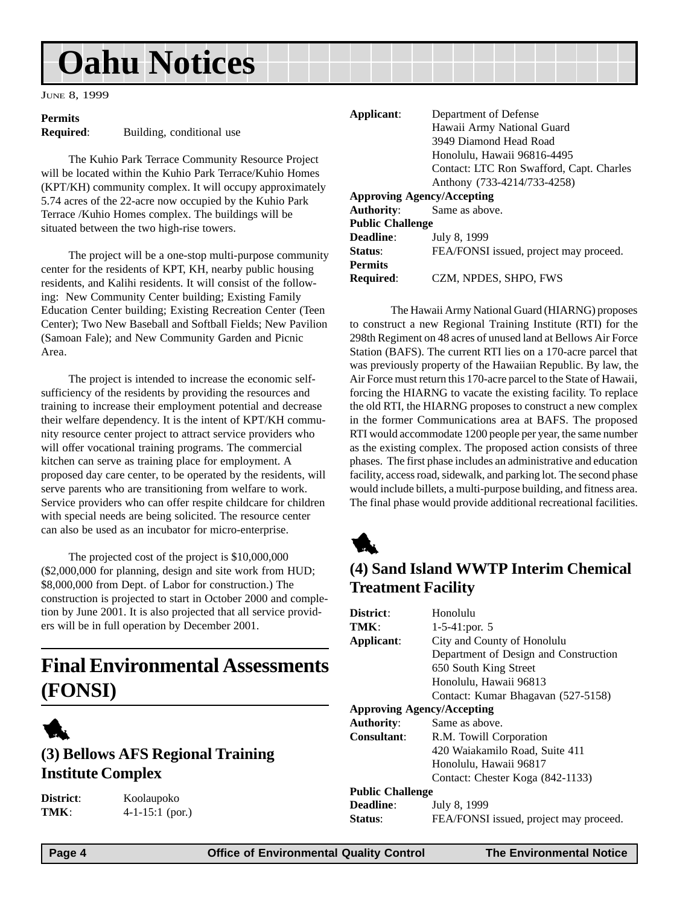# Oahu Notices

JUNE 8, 1999

**Permits Required**: Building, conditional use

The Kuhio Park Terrace Community Resource Project will be located within the Kuhio Park Terrace/Kuhio Homes (KPT/KH) community complex. It will occupy approximately 5.74 acres of the 22-acre now occupied by the Kuhio Park Terrace /Kuhio Homes complex. The buildings will be situated between the two high-rise towers.

The project will be a one-stop multi-purpose community center for the residents of KPT, KH, nearby public housing residents, and Kalihi residents. It will consist of the following: New Community Center building; Existing Family Education Center building; Existing Recreation Center (Teen Center); Two New Baseball and Softball Fields; New Pavilion (Samoan Fale); and New Community Garden and Picnic Area.

The project is intended to increase the economic self-sufficiency of the residents by providing the resources and training to increase their employment potential and decrease their welfare dependency. It is the intent of KPT/KH community resource center project to attract service providers who will offer vocational training programs. The commercial kitchen can serve as training place for employment. A proposed day care center, to be operated by the residents, will serve parents who are transitioning from welfare to work. Service providers who can offer respite childcare for children with special needs are being solicited. The resource center can also be used as an incubator for micro-enterprise.

The projected cost of the project is $10,000,000 ($2,000,000 for planning, design and site work from HUD; $8,000,000 from Dept. of Labor for construction.) The construction is projected to start in October 2000 and completion by June 2001. It is also projected that all service providers will be in full operation by December 2001.

## Final Environmental Assessments (FONSI)

### (3) Bellows AFS Regional Training Institute Complex

**District**: Koolaupoko
**TMK**: 4-1-15:1 (por.)
**Applicant**: Department of Defense
Hawaii Army National Guard
3949 Diamond Head Road
Honolulu, Hawaii 96816-4495
Contact: LTC Ron Swafford, Capt. Charles Anthony (733-4214/733-4258)
**Approving Agency/Accepting Authority**: Same as above.
**Public Challenge Deadline**: July 8, 1999
**Status**: FEA/FONSI issued, project may proceed.
**Permits Required**: CZM, NPDES, SHPO, FWS

The Hawaii Army National Guard (HIARNG) proposes to construct a new Regional Training Institute (RTI) for the 298th Regiment on 48 acres of unused land at Bellows Air Force Station (BAFS). The current RTI lies on a 170-acre parcel that was previously property of the Hawaiian Republic. By law, the Air Force must return this 170-acre parcel to the State of Hawaii, forcing the HIARNG to vacate the existing facility. To replace the old RTI, the HIARNG proposes to construct a new complex in the former Communications area at BAFS. The proposed RTI would accommodate 1200 people per year, the same number as the existing complex. The proposed action consists of three phases. The first phase includes an administrative and education facility, access road, sidewalk, and parking lot. The second phase would include billets, a multi-purpose building, and fitness area. The final phase would provide additional recreational facilities.

### (4) Sand Island WWTP Interim Chemical Treatment Facility

**District**: Honolulu
**TMK**: 1-5-41:por. 5
**Applicant**: City and County of Honolulu
Department of Design and Construction
650 South King Street
Honolulu, Hawaii 96813
Contact: Kumar Bhagavan (527-5158)
**Approving Agency/Accepting Authority**: Same as above.
**Consultant**: R.M. Towill Corporation
420 Waiakamilo Road, Suite 411
Honolulu, Hawaii 96817
Contact: Chester Koga (842-1133)
**Public Challenge Deadline**: July 8, 1999
**Status**: FEA/FONSI issued, project may proceed.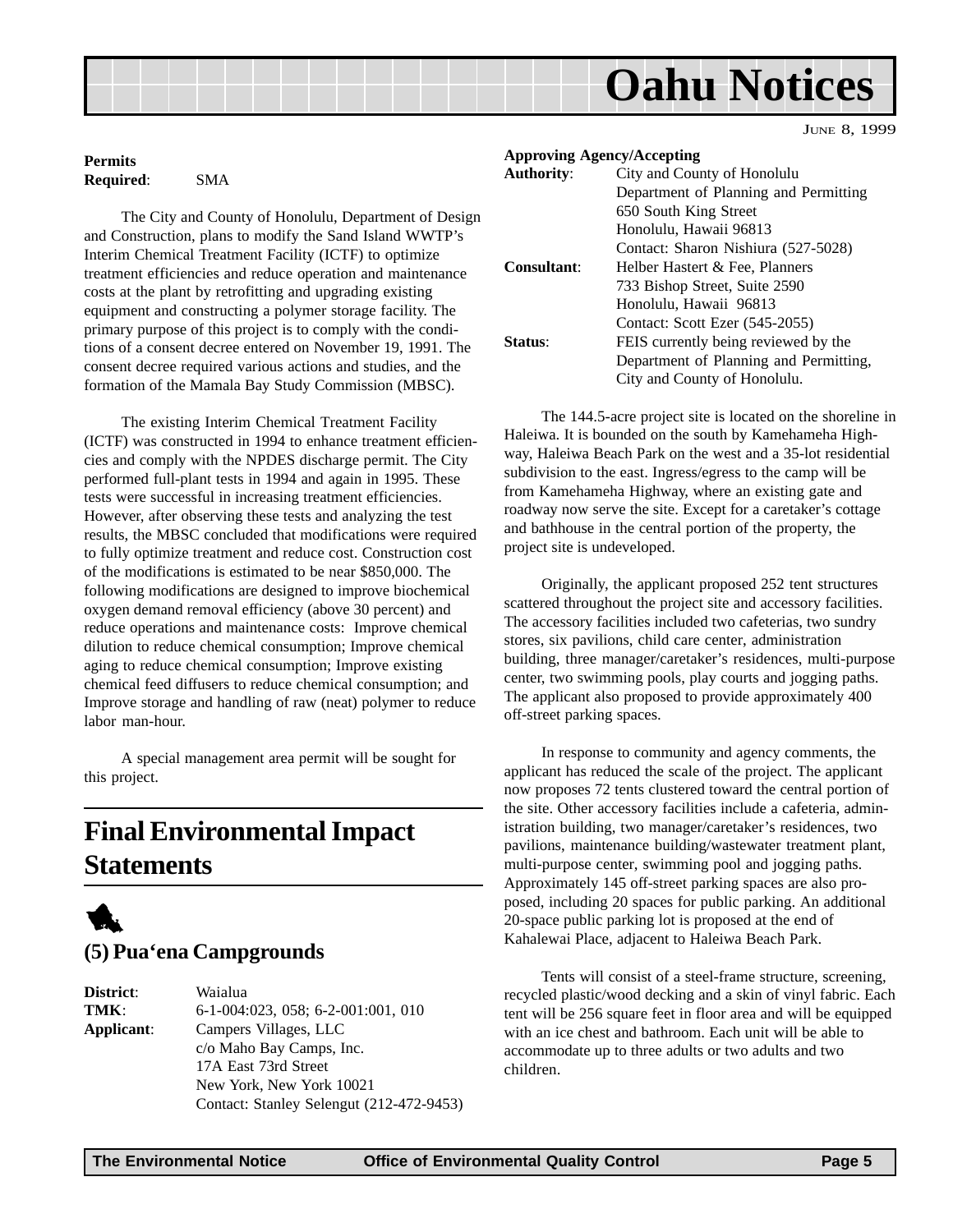**Permits Required**: SMA

The City and County of Honolulu, Department of Design and Construction, plans to modify the Sand Island WWTP's Interim Chemical Treatment Facility (ICTF) to optimize treatment efficiencies and reduce operation and maintenance costs at the plant by retrofitting and upgrading existing equipment and constructing a polymer storage facility. The primary purpose of this project is to comply with the conditions of a consent decree entered on November 19, 1991. The consent decree required various actions and studies, and the formation of the Mamala Bay Study Commission (MBSC).

The existing Interim Chemical Treatment Facility (ICTF) was constructed in 1994 to enhance treatment efficiencies and comply with the NPDES discharge permit. The City performed full-plant tests in 1994 and again in 1995. These tests were successful in increasing treatment efficiencies. However, after observing these tests and analyzing the test results, the MBSC concluded that modifications were required to fully optimize treatment and reduce cost. Construction cost of the modifications is estimated to be near $850,000. The following modifications are designed to improve biochemical oxygen demand removal efficiency (above 30 percent) and reduce operations and maintenance costs: Improve chemical dilution to reduce chemical consumption; Improve chemical aging to reduce chemical consumption; Improve existing chemical feed diffusers to reduce chemical consumption; and Improve storage and handling of raw (neat) polymer to reduce labor man-hour.

A special management area permit will be sought for this project.

# Final Environmental Impact Statements

## (5) Pua'ena Campgrounds

**District**: Waialua
**TMK**: 6-1-004:023, 058; 6-2-001:001, 010
**Applicant**: Campers Villages, LLC
c/o Maho Bay Camps, Inc.
17A East 73rd Street
New York, New York 10021
Contact: Stanley Selengut (212-472-9453)

**Approving Agency/Accepting Authority**: City and County of Honolulu
Department of Planning and Permitting
650 South King Street
Honolulu, Hawaii 96813
Contact: Sharon Nishiura (527-5028)

**Consultant**: Helber Hastert & Fee, Planners
733 Bishop Street, Suite 2590
Honolulu, Hawaii 96813
Contact: Scott Ezer (545-2055)

**Status**: FEIS currently being reviewed by the Department of Planning and Permitting, City and County of Honolulu.

The 144.5-acre project site is located on the shoreline in Haleiwa. It is bounded on the south by Kamehameha Highway, Haleiwa Beach Park on the west and a 35-lot residential subdivision to the east. Ingress/egress to the camp will be from Kamehameha Highway, where an existing gate and roadway now serve the site. Except for a caretaker's cottage and bathhouse in the central portion of the property, the project site is undeveloped.

Originally, the applicant proposed 252 tent structures scattered throughout the project site and accessory facilities. The accessory facilities included two cafeterias, two sundry stores, six pavilions, child care center, administration building, three manager/caretaker's residences, multi-purpose center, two swimming pools, play courts and jogging paths. The applicant also proposed to provide approximately 400 off-street parking spaces.

In response to community and agency comments, the applicant has reduced the scale of the project. The applicant now proposes 72 tents clustered toward the central portion of the site. Other accessory facilities include a cafeteria, administration building, two manager/caretaker's residences, two pavilions, maintenance building/wastewater treatment plant, multi-purpose center, swimming pool and jogging paths. Approximately 145 off-street parking spaces are also proposed, including 20 spaces for public parking. An additional 20-space public parking lot is proposed at the end of Kahalewai Place, adjacent to Haleiwa Beach Park.

Tents will consist of a steel-frame structure, screening, recycled plastic/wood decking and a skin of vinyl fabric. Each tent will be 256 square feet in floor area and will be equipped with an ice chest and bathroom. Each unit will be able to accommodate up to three adults or two adults and two children.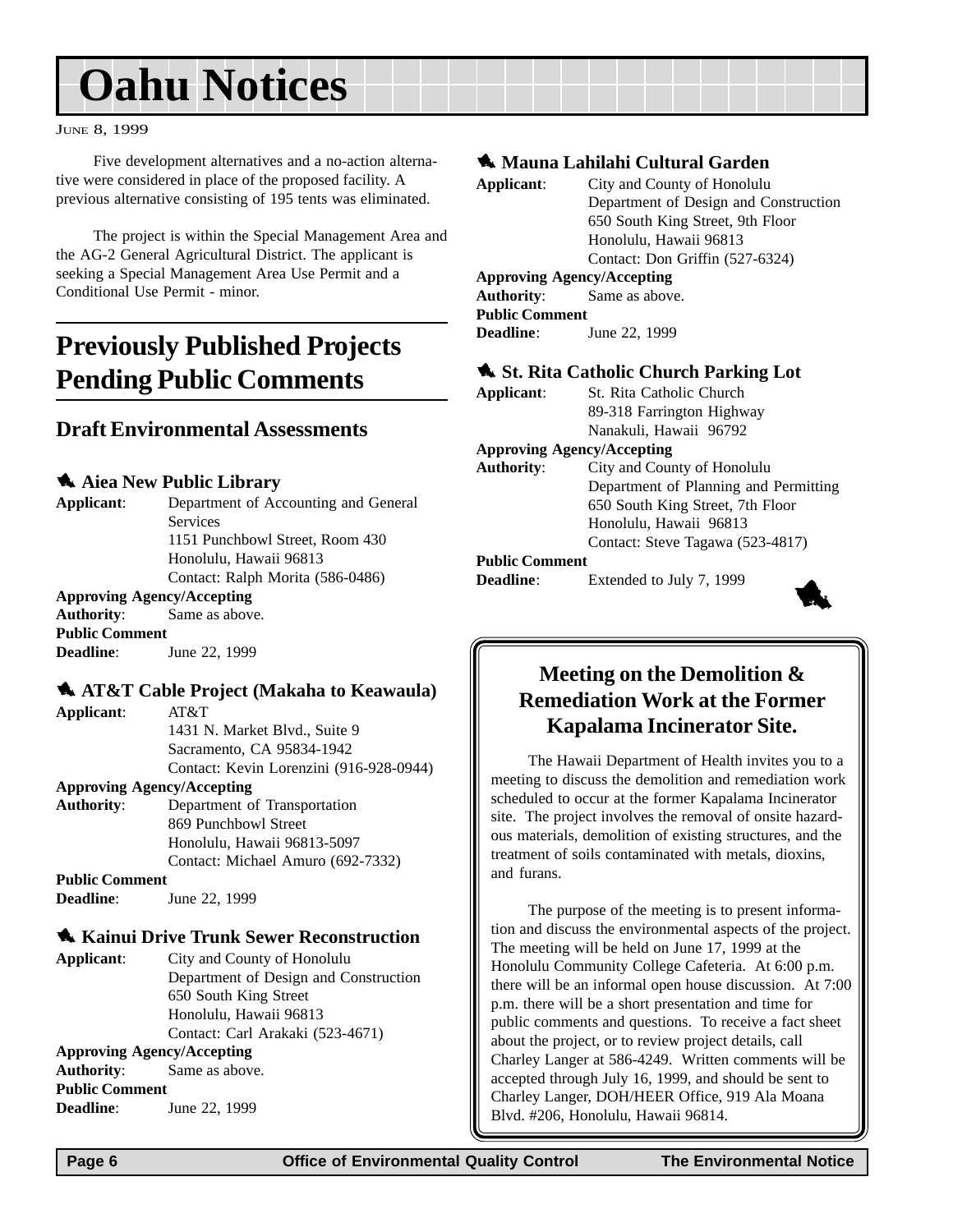# Oahu Notices

JUNE 8, 1999

Five development alternatives and a no-action alternative were considered in place of the proposed facility. A previous alternative consisting of 195 tents was eliminated.

The project is within the Special Management Area and the AG-2 General Agricultural District. The applicant is seeking a Special Management Area Use Permit and a Conditional Use Permit - minor.

## Previously Published Projects Pending Public Comments

### Draft Environmental Assessments

#### Aiea New Public Library

**Applicant**: Department of Accounting and General Services
1151 Punchbowl Street, Room 430
Honolulu, Hawaii 96813
Contact: Ralph Morita (586-0486)

**Approving Agency/Accepting Authority**: Same as above.

**Public Comment Deadline**: June 22, 1999

#### AT&T Cable Project (Makaha to Keawaula)

**Applicant**: AT&T
1431 N. Market Blvd., Suite 9
Sacramento, CA 95834-1942
Contact: Kevin Lorenzini (916-928-0944)

**Approving Agency/Accepting Authority**: Department of Transportation
869 Punchbowl Street
Honolulu, Hawaii 96813-5097
Contact: Michael Amuro (692-7332)

**Public Comment Deadline**: June 22, 1999

#### Kainui Drive Trunk Sewer Reconstruction

**Applicant**: City and County of Honolulu
Department of Design and Construction
650 South King Street
Honolulu, Hawaii 96813
Contact: Carl Arakaki (523-4671)

**Approving Agency/Accepting Authority**: Same as above.

**Public Comment Deadline**: June 22, 1999

#### Mauna Lahilahi Cultural Garden

**Applicant**: City and County of Honolulu
Department of Design and Construction
650 South King Street, 9th Floor
Honolulu, Hawaii 96813
Contact: Don Griffin (527-6324)

**Approving Agency/Accepting Authority**: Same as above.

**Public Comment Deadline**: June 22, 1999

#### St. Rita Catholic Church Parking Lot

**Applicant**: St. Rita Catholic Church
89-318 Farrington Highway
Nanakuli, Hawaii 96792

**Approving Agency/Accepting Authority**: City and County of Honolulu
Department of Planning and Permitting
650 South King Street, 7th Floor
Honolulu, Hawaii 96813
Contact: Steve Tagawa (523-4817)

**Public Comment Deadline**: Extended to July 7, 1999

### Meeting on the Demolition & Remediation Work at the Former Kapalama Incinerator Site.

The Hawaii Department of Health invites you to a meeting to discuss the demolition and remediation work scheduled to occur at the former Kapalama Incinerator site. The project involves the removal of onsite hazardous materials, demolition of existing structures, and the treatment of soils contaminated with metals, dioxins, and furans.

The purpose of the meeting is to present information and discuss the environmental aspects of the project. The meeting will be held on June 17, 1999 at the Honolulu Community College Cafeteria. At 6:00 p.m. there will be an informal open house discussion. At 7:00 p.m. there will be a short presentation and time for public comments and questions. To receive a fact sheet about the project, or to review project details, call Charley Langer at 586-4249. Written comments will be accepted through July 16, 1999, and should be sent to Charley Langer, DOH/HEER Office, 919 Ala Moana Blvd. #206, Honolulu, Hawaii 96814.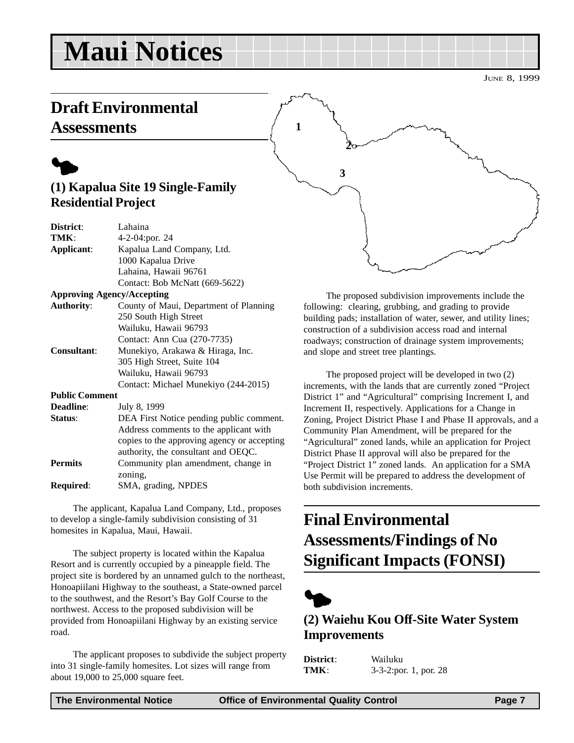# Maui Notices

JUNE 8, 1999

## Draft Environmental Assessments

### (1) Kapalua Site 19 Single-Family Residential Project

**District**: Lahaina
**TMK**: 4-2-04:por. 24
**Applicant**: Kapalua Land Company, Ltd.
1000 Kapalua Drive
Lahaina, Hawaii 96761
Contact: Bob McNatt (669-5622)

**Approving Agency/Accepting Authority**: County of Maui, Department of Planning
250 South High Street
Wailuku, Hawaii 96793
Contact: Ann Cua (270-7735)

**Consultant**: Munekiyo, Arakawa & Hiraga, Inc.
305 High Street, Suite 104
Wailuku, Hawaii 96793
Contact: Michael Munekiyo (244-2015)

**Public Comment Deadline**: July 8, 1999

**Status**: DEA First Notice pending public comment. Address comments to the applicant with copies to the approving agency or accepting authority, the consultant and OEQC.

**Permits Required**: Community plan amendment, change in zoning, SMA, grading, NPDES

The applicant, Kapalua Land Company, Ltd., proposes to develop a single-family subdivision consisting of 31 homesites in Kapalua, Maui, Hawaii.

The subject property is located within the Kapalua Resort and is currently occupied by a pineapple field. The project site is bordered by an unnamed gulch to the northeast, Honoapiilani Highway to the southeast, a State-owned parcel to the southwest, and the Resort's Bay Golf Course to the northwest. Access to the proposed subdivision will be provided from Honoapiilani Highway by an existing service road.

The applicant proposes to subdivide the subject property into 31 single-family homesites. Lot sizes will range from about 19,000 to 25,000 square feet.

The proposed subdivision improvements include the following: clearing, grubbing, and grading to provide building pads; installation of water, sewer, and utility lines; construction of a subdivision access road and internal roadways; construction of drainage system improvements; and slope and street tree plantings.

The proposed project will be developed in two (2) increments, with the lands that are currently zoned "Project District 1" and "Agricultural" comprising Increment I, and Increment II, respectively. Applications for a Change in Zoning, Project District Phase I and Phase II approvals, and a Community Plan Amendment, will be prepared for the "Agricultural" zoned lands, while an application for Project District Phase II approval will also be prepared for the "Project District 1" zoned lands. An application for a SMA Use Permit will be prepared to address the development of both subdivision increments.

## Final Environmental Assessments/Findings of No Significant Impacts (FONSI)

### (2) Waiehu Kou Off-Site Water System Improvements

**District**: Wailuku
**TMK**: 3-3-2:por. 1, por. 28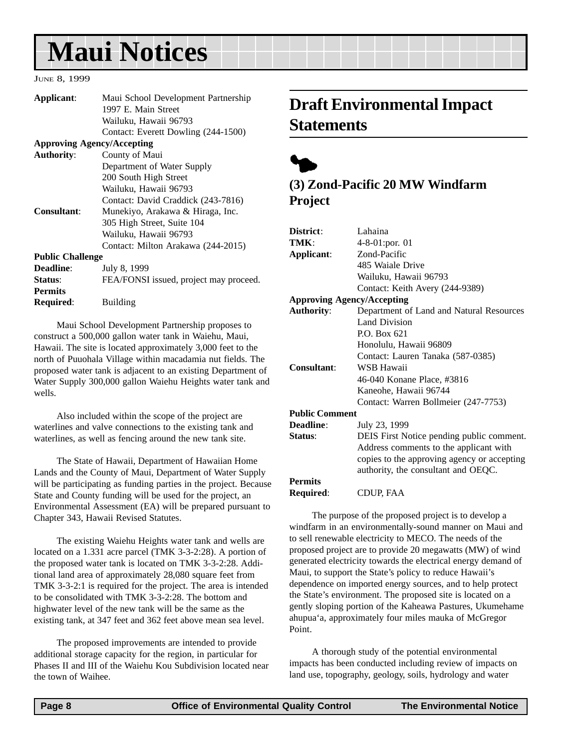# Maui Notices

June 8, 1999

**Applicant**: Maui School Development Partnership
1997 E. Main Street
Wailuku, Hawaii 96793
Contact: Everett Dowling (244-1500)

**Approving Agency/Accepting Authority**: County of Maui
Department of Water Supply
200 South High Street
Wailuku, Hawaii 96793
Contact: David Craddick (243-7816)

**Consultant**: Munekiyo, Arakawa & Hiraga, Inc.
305 High Street, Suite 104
Wailuku, Hawaii 96793
Contact: Milton Arakawa (244-2015)

**Public Challenge Deadline**: July 8, 1999

**Status**: FEA/FONSI issued, project may proceed.

**Permits Required**: Building

Maui School Development Partnership proposes to construct a 500,000 gallon water tank in Waiehu, Maui, Hawaii. The site is located approximately 3,000 feet to the north of Puuohala Village within macadamia nut fields. The proposed water tank is adjacent to an existing Department of Water Supply 300,000 gallon Waiehu Heights water tank and wells.

Also included within the scope of the project are waterlines and valve connections to the existing tank and waterlines, as well as fencing around the new tank site.

The State of Hawaii, Department of Hawaiian Home Lands and the County of Maui, Department of Water Supply will be participating as funding parties in the project. Because State and County funding will be used for the project, an Environmental Assessment (EA) will be prepared pursuant to Chapter 343, Hawaii Revised Statutes.

The existing Waiehu Heights water tank and wells are located on a 1.331 acre parcel (TMK 3-3-2:28). A portion of the proposed water tank is located on TMK 3-3-2:28. Additional land area of approximately 28,080 square feet from TMK 3-3-2:1 is required for the project. The area is intended to be consolidated with TMK 3-3-2:28. The bottom and highwater level of the new tank will be the same as the existing tank, at 347 feet and 362 feet above mean sea level.

The proposed improvements are intended to provide additional storage capacity for the region, in particular for Phases II and III of the Waiehu Kou Subdivision located near the town of Waihee.

## Draft Environmental Impact Statements

### (3) Zond-Pacific 20 MW Windfarm Project

**District**: Lahaina

**TMK**: 4-8-01:por. 01

**Applicant**: Zond-Pacific
485 Waiale Drive
Wailuku, Hawaii 96793
Contact: Keith Avery (244-9389)

**Approving Agency/Accepting Authority**: Department of Land and Natural Resources
Land Division
P.O. Box 621
Honolulu, Hawaii 96809
Contact: Lauren Tanaka (587-0385)

**Consultant**: WSB Hawaii
46-040 Konane Place, #3816
Kaneohe, Hawaii 96744
Contact: Warren Bollmeier (247-7753)

**Public Comment Deadline**: July 23, 1999

**Status**: DEIS First Notice pending public comment. Address comments to the applicant with copies to the approving agency or accepting authority, the consultant and OEQC.

**Permits Required**: CDUP, FAA

The purpose of the proposed project is to develop a windfarm in an environmentally-sound manner on Maui and to sell renewable electricity to MECO. The needs of the proposed project are to provide 20 megawatts (MW) of wind generated electricity towards the electrical energy demand of Maui, to support the State's policy to reduce Hawaii's dependence on imported energy sources, and to help protect the State's environment. The proposed site is located on a gently sloping portion of the Kaheawa Pastures, Ukumehame ahupua'a, approximately four miles mauka of McGregor Point.

A thorough study of the potential environmental impacts has been conducted including review of impacts on land use, topography, geology, soils, hydrology and water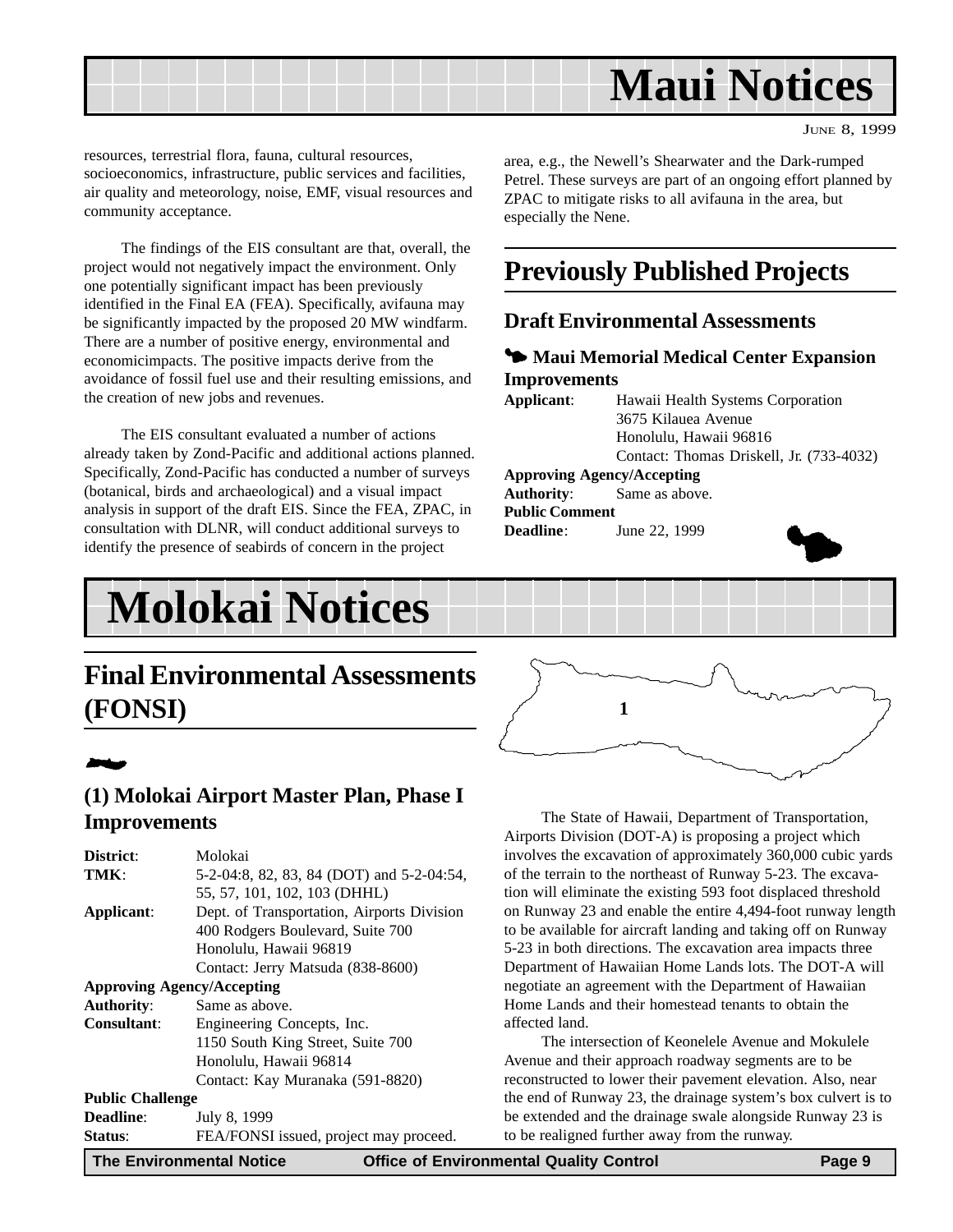# Maui Notices

resources, terrestrial flora, fauna, cultural resources, socioeconomics, infrastructure, public services and facilities, air quality and meteorology, noise, EMF, visual resources and community acceptance.

The findings of the EIS consultant are that, overall, the project would not negatively impact the environment. Only one potentially significant impact has been previously identified in the Final EA (FEA). Specifically, avifauna may be significantly impacted by the proposed 20 MW windfarm. There are a number of positive energy, environmental and economicimpacts. The positive impacts derive from the avoidance of fossil fuel use and their resulting emissions, and the creation of new jobs and revenues.

The EIS consultant evaluated a number of actions already taken by Zond-Pacific and additional actions planned. Specifically, Zond-Pacific has conducted a number of surveys (botanical, birds and archaeological) and a visual impact analysis in support of the draft EIS. Since the FEA, ZPAC, in consultation with DLNR, will conduct additional surveys to identify the presence of seabirds of concern in the project area, e.g., the Newell's Shearwater and the Dark-rumped Petrel. These surveys are part of an ongoing effort planned by ZPAC to mitigate risks to all avifauna in the area, but especially the Nene.

## Previously Published Projects

### Draft Environmental Assessments

#### Maui Memorial Medical Center Expansion Improvements

**Applicant**: Hawaii Health Systems Corporation
3675 Kilauea Avenue
Honolulu, Hawaii 96816
Contact: Thomas Driskell, Jr. (733-4032)

**Approving Agency/Accepting Authority**: Same as above.

**Public Comment Deadline**: June 22, 1999

# Molokai Notices

## Final Environmental Assessments (FONSI)

### (1) Molokai Airport Master Plan, Phase I Improvements

**District**: Molokai

**TMK**: 5-2-04:8, 82, 83, 84 (DOT) and 5-2-04:54, 55, 57, 101, 102, 103 (DHHL)

**Applicant**: Dept. of Transportation, Airports Division
400 Rodgers Boulevard, Suite 700
Honolulu, Hawaii 96819
Contact: Jerry Matsuda (838-8600)

**Approving Agency/Accepting Authority**: Same as above.

**Consultant**: Engineering Concepts, Inc.
1150 South King Street, Suite 700
Honolulu, Hawaii 96814
Contact: Kay Muranaka (591-8820)

**Public Challenge Deadline**: July 8, 1999

**Status**: FEA/FONSI issued, project may proceed.

The State of Hawaii, Department of Transportation, Airports Division (DOT-A) is proposing a project which involves the excavation of approximately 360,000 cubic yards of the terrain to the northeast of Runway 5-23. The excavation will eliminate the existing 593 foot displaced threshold on Runway 23 and enable the entire 4,494-foot runway length to be available for aircraft landing and taking off on Runway 5-23 in both directions. The excavation area impacts three Department of Hawaiian Home Lands lots. The DOT-A will negotiate an agreement with the Department of Hawaiian Home Lands and their homestead tenants to obtain the affected land.

The intersection of Keonelele Avenue and Mokulele Avenue and their approach roadway segments are to be reconstructed to lower their pavement elevation. Also, near the end of Runway 23, the drainage system's box culvert is to be extended and the drainage swale alongside Runway 23 is to be realigned further away from the runway.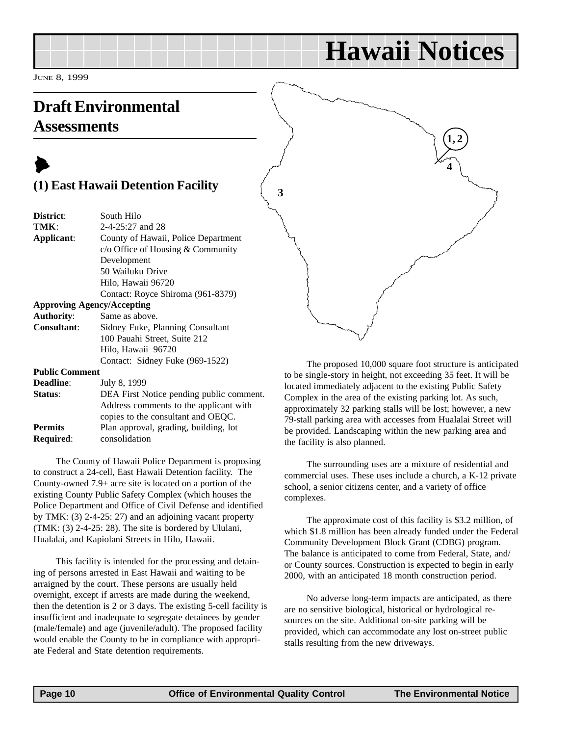## Draft Environmental Assessments

### (1) East Hawaii Detention Facility

| | |
|---|---|
| **District**: | South Hilo |
| **TMK**: | 2-4-25:27 and 28 |
| **Applicant**: | County of Hawaii, Police Department c/o Office of Housing & Community Development 50 Wailuku Drive Hilo, Hawaii 96720 Contact: Royce Shiroma (961-8379) |
| **Approving Agency/Accepting Authority**: | Same as above. |
| **Consultant**: | Sidney Fuke, Planning Consultant 100 Pauahi Street, Suite 212 Hilo, Hawaii 96720 Contact: Sidney Fuke (969-1522) |
| **Public Comment Deadline**: | July 8, 1999 |
| **Status**: | DEA First Notice pending public comment. Address comments to the applicant with copies to the consultant and OEQC. |
| **Permits Required**: | Plan approval, grading, building, lot consolidation |

The County of Hawaii Police Department is proposing to construct a 24-cell, East Hawaii Detention facility. The County-owned 7.9+ acre site is located on a portion of the existing County Public Safety Complex (which houses the Police Department and Office of Civil Defense and identified by TMK: (3) 2-4-25: 27) and an adjoining vacant property (TMK: (3) 2-4-25: 28). The site is bordered by Ululani, Hualalai, and Kapiolani Streets in Hilo, Hawaii.

This facility is intended for the processing and detaining of persons arrested in East Hawaii and waiting to be arraigned by the court. These persons are usually held overnight, except if arrests are made during the weekend, then the detention is 2 or 3 days. The existing 5-cell facility is insufficient and inadequate to segregate detainees by gender (male/female) and age (juvenile/adult). The proposed facility would enable the County to be in compliance with appropriate Federal and State detention requirements.

The proposed 10,000 square foot structure is anticipated to be single-story in height, not exceeding 35 feet. It will be located immediately adjacent to the existing Public Safety Complex in the area of the existing parking lot. As such, approximately 32 parking stalls will be lost; however, a new 79-stall parking area with accesses from Hualalai Street will be provided. Landscaping within the new parking area and the facility is also planned.

The surrounding uses are a mixture of residential and commercial uses. These uses include a church, a K-12 private school, a senior citizens center, and a variety of office complexes.

The approximate cost of this facility is \$3.2 million, of which \$1.8 million has been already funded under the Federal Community Development Block Grant (CDBG) program. The balance is anticipated to come from Federal, State, and/or County sources. Construction is expected to begin in early 2000, with an anticipated 18 month construction period.

No adverse long-term impacts are anticipated, as there are no sensitive biological, historical or hydrological resources on the site. Additional on-site parking will be provided, which can accommodate any lost on-street public stalls resulting from the new driveways.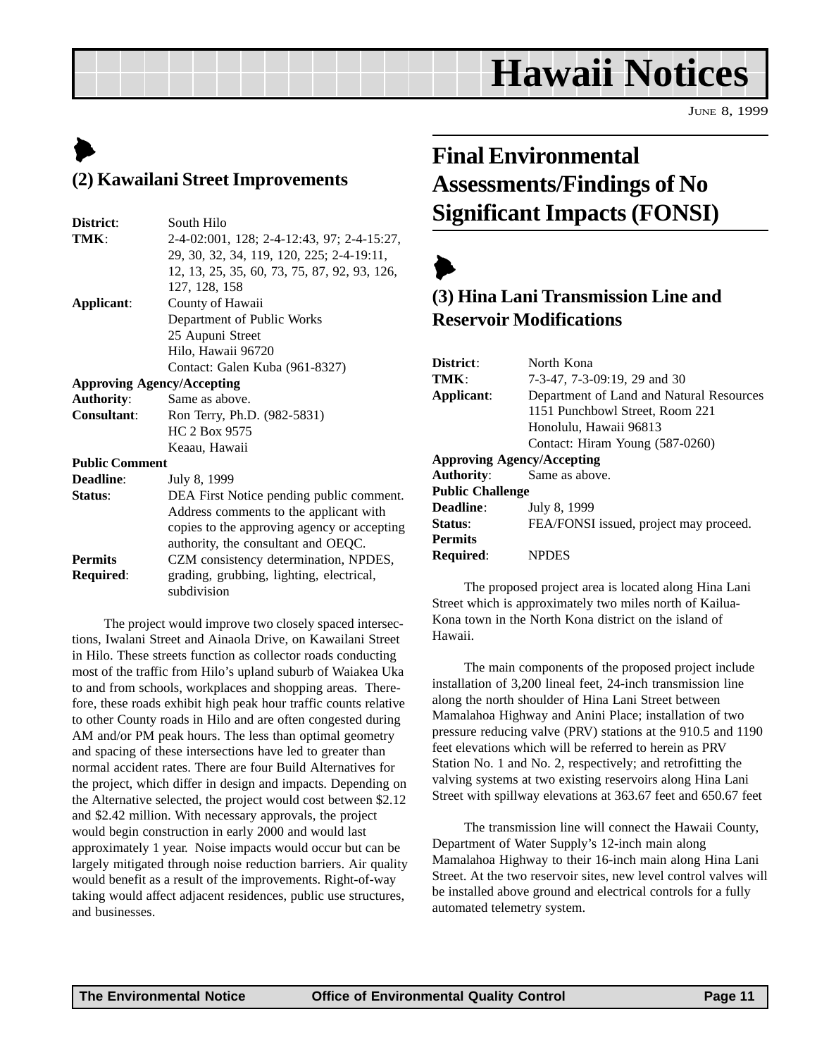## (2) Kawailani Street Improvements

**District**: South Hilo
**TMK**: 2-4-02:001, 128; 2-4-12:43, 97; 2-4-15:27, 29, 30, 32, 34, 119, 120, 225; 2-4-19:11, 12, 13, 25, 35, 60, 73, 75, 87, 92, 93, 126, 127, 128, 158
**Applicant**: County of Hawaii
Department of Public Works
25 Aupuni Street
Hilo, Hawaii 96720
Contact: Galen Kuba (961-8327)
**Approving Agency/Accepting Authority**: Same as above.
**Consultant**: Ron Terry, Ph.D. (982-5831)
HC 2 Box 9575
Keaau, Hawaii
**Public Comment Deadline**: July 8, 1999
**Status**: DEA First Notice pending public comment. Address comments to the applicant with copies to the approving agency or accepting authority, the consultant and OEQC.
**Permits Required**: CZM consistency determination, NPDES, grading, grubbing, lighting, electrical, subdivision

The project would improve two closely spaced intersections, Iwalani Street and Ainaola Drive, on Kawailani Street in Hilo. These streets function as collector roads conducting most of the traffic from Hilo's upland suburb of Waiakea Uka to and from schools, workplaces and shopping areas. Therefore, these roads exhibit high peak hour traffic counts relative to other County roads in Hilo and are often congested during AM and/or PM peak hours. The less than optimal geometry and spacing of these intersections have led to greater than normal accident rates. There are four Build Alternatives for the project, which differ in design and impacts. Depending on the Alternative selected, the project would cost between $2.12 and $2.42 million. With necessary approvals, the project would begin construction in early 2000 and would last approximately 1 year. Noise impacts would occur but can be largely mitigated through noise reduction barriers. Air quality would benefit as a result of the improvements. Right-of-way taking would affect adjacent residences, public use structures, and businesses.

# Final Environmental Assessments/Findings of No Significant Impacts (FONSI)

## (3) Hina Lani Transmission Line and Reservoir Modifications

**District**: North Kona
**TMK**: 7-3-47, 7-3-09:19, 29 and 30
**Applicant**: Department of Land and Natural Resources
1151 Punchbowl Street, Room 221
Honolulu, Hawaii 96813
Contact: Hiram Young (587-0260)
**Approving Agency/Accepting Authority**: Same as above.
**Public Challenge Deadline**: July 8, 1999
**Status**: FEA/FONSI issued, project may proceed.
**Permits Required**: NPDES

The proposed project area is located along Hina Lani Street which is approximately two miles north of Kailua-Kona town in the North Kona district on the island of Hawaii.

The main components of the proposed project include installation of 3,200 lineal feet, 24-inch transmission line along the north shoulder of Hina Lani Street between Mamalahoa Highway and Anini Place; installation of two pressure reducing valve (PRV) stations at the 910.5 and 1190 feet elevations which will be referred to herein as PRV Station No. 1 and No. 2, respectively; and retrofitting the valving systems at two existing reservoirs along Hina Lani Street with spillway elevations at 363.67 feet and 650.67 feet

The transmission line will connect the Hawaii County, Department of Water Supply's 12-inch main along Mamalahoa Highway to their 16-inch main along Hina Lani Street. At the two reservoir sites, new level control valves will be installed above ground and electrical controls for a fully automated telemetry system.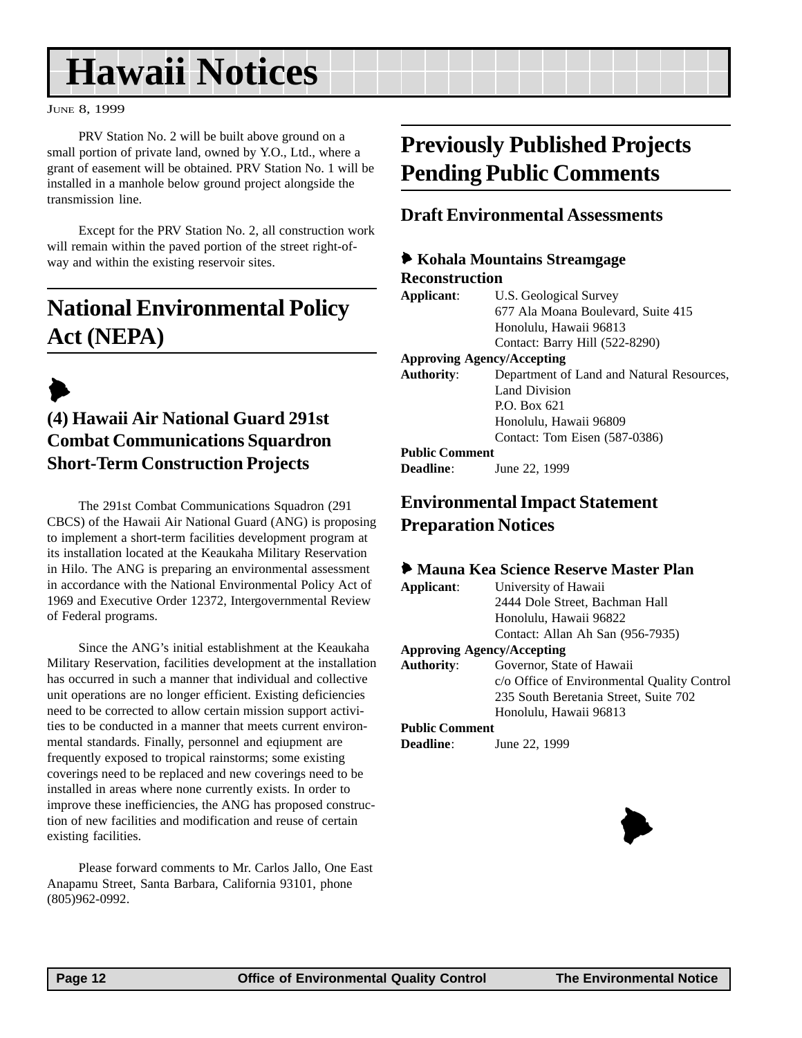PRV Station No. 2 will be built above ground on a small portion of private land, owned by Y.O., Ltd., where a grant of easement will be obtained. PRV Station No. 1 will be installed in a manhole below ground project alongside the transmission line.

Except for the PRV Station No. 2, all construction work will remain within the paved portion of the street right-of-way and within the existing reservoir sites.

# National Environmental Policy Act (NEPA)

## (4) Hawaii Air National Guard 291st Combat Communications Squardron Short-Term Construction Projects

The 291st Combat Communications Squadron (291 CBCS) of the Hawaii Air National Guard (ANG) is proposing to implement a short-term facilities development program at its installation located at the Keaukaha Military Reservation in Hilo. The ANG is preparing an environmental assessment in accordance with the National Environmental Policy Act of 1969 and Executive Order 12372, Intergovernmental Review of Federal programs.

Since the ANG's initial establishment at the Keaukaha Military Reservation, facilities development at the installation has occurred in such a manner that individual and collective unit operations are no longer efficient. Existing deficiencies need to be corrected to allow certain mission support activities to be conducted in a manner that meets current environmental standards. Finally, personnel and eqiupment are frequently exposed to tropical rainstorms; some existing coverings need to be replaced and new coverings need to be installed in areas where none currently exists. In order to improve these inefficiencies, the ANG has proposed construction of new facilities and modification and reuse of certain existing facilities.

Please forward comments to Mr. Carlos Jallo, One East Anapamu Street, Santa Barbara, California 93101, phone (805)962-0992.

# Previously Published Projects Pending Public Comments

## Draft Environmental Assessments

### Kohala Mountains Streamgage Reconstruction

**Applicant**: U.S. Geological Survey
677 Ala Moana Boulevard, Suite 415
Honolulu, Hawaii 96813
Contact: Barry Hill (522-8290)

**Approving Agency/Accepting Authority**: Department of Land and Natural Resources, Land Division
P.O. Box 621
Honolulu, Hawaii 96809
Contact: Tom Eisen (587-0386)

**Public Comment Deadline**: June 22, 1999

## Environmental Impact Statement Preparation Notices

### Mauna Kea Science Reserve Master Plan

**Applicant**: University of Hawaii
2444 Dole Street, Bachman Hall
Honolulu, Hawaii 96822
Contact: Allan Ah San (956-7935)

**Approving Agency/Accepting Authority**: Governor, State of Hawaii
c/o Office of Environmental Quality Control
235 South Beretania Street, Suite 702
Honolulu, Hawaii 96813

**Public Comment Deadline**: June 22, 1999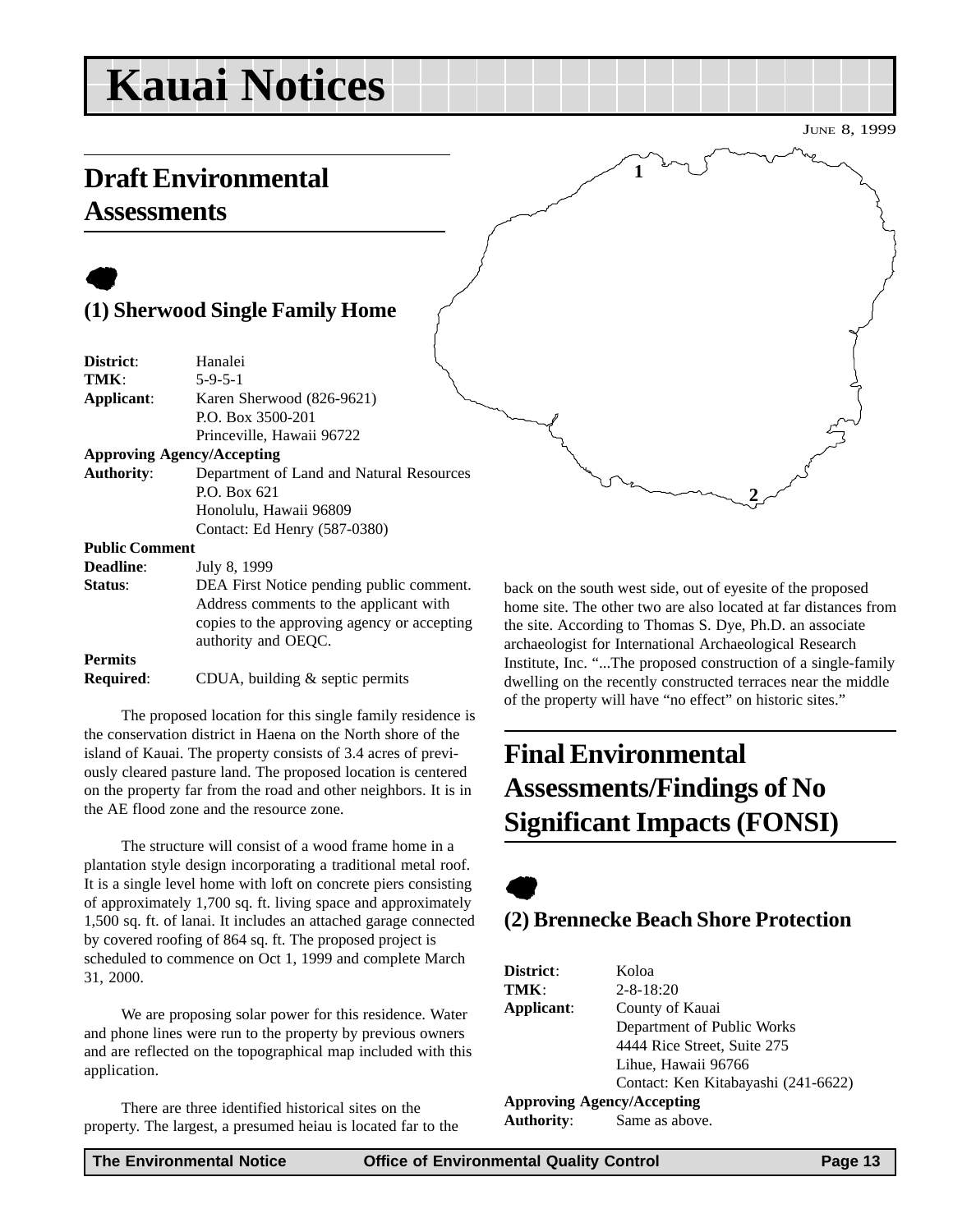# Kauai Notices

JUNE 8, 1999

## Draft Environmental Assessments

### (1) Sherwood Single Family Home

| | |
|---|---|
| **District**: | Hanalei |
| **TMK**: | 5-9-5-1 |
| **Applicant**: | Karen Sherwood (826-9621)<br>P.O. Box 3500-201<br>Princeville, Hawaii 96722 |
| **Approving Agency/Accepting Authority**: | Department of Land and Natural Resources<br>P.O. Box 621<br>Honolulu, Hawaii 96809<br>Contact: Ed Henry (587-0380) |
| **Public Comment Deadline**: | July 8, 1999 |
| **Status**: | DEA First Notice pending public comment. Address comments to the applicant with copies to the approving agency or accepting authority and OEQC. |
| **Permits Required**: | CDUA, building & septic permits |

The proposed location for this single family residence is the conservation district in Haena on the North shore of the island of Kauai. The property consists of 3.4 acres of previously cleared pasture land. The proposed location is centered on the property far from the road and other neighbors. It is in the AE flood zone and the resource zone.

The structure will consist of a wood frame home in a plantation style design incorporating a traditional metal roof. It is a single level home with loft on concrete piers consisting of approximately 1,700 sq. ft. living space and approximately 1,500 sq. ft. of lanai. It includes an attached garage connected by covered roofing of 864 sq. ft. The proposed project is scheduled to commence on Oct 1, 1999 and complete March 31, 2000.

We are proposing solar power for this residence. Water and phone lines were run to the property by previous owners and are reflected on the topographical map included with this application.

There are three identified historical sites on the property. The largest, a presumed heiau is located far to the back on the south west side, out of eyesite of the proposed home site. The other two are also located at far distances from the site. According to Thomas S. Dye, Ph.D. an associate archaeologist for International Archaeological Research Institute, Inc. "...The proposed construction of a single-family dwelling on the recently constructed terraces near the middle of the property will have "no effect" on historic sites."

## Final Environmental Assessments/Findings of No Significant Impacts (FONSI)

### (2) Brennecke Beach Shore Protection

| | |
|---|---|
| **District**: | Koloa |
| **TMK**: | 2-8-18:20 |
| **Applicant**: | County of Kauai<br>Department of Public Works<br>4444 Rice Street, Suite 275<br>Lihue, Hawaii 96766<br>Contact: Ken Kitabayashi (241-6622) |
| **Approving Agency/Accepting Authority**: | Same as above. |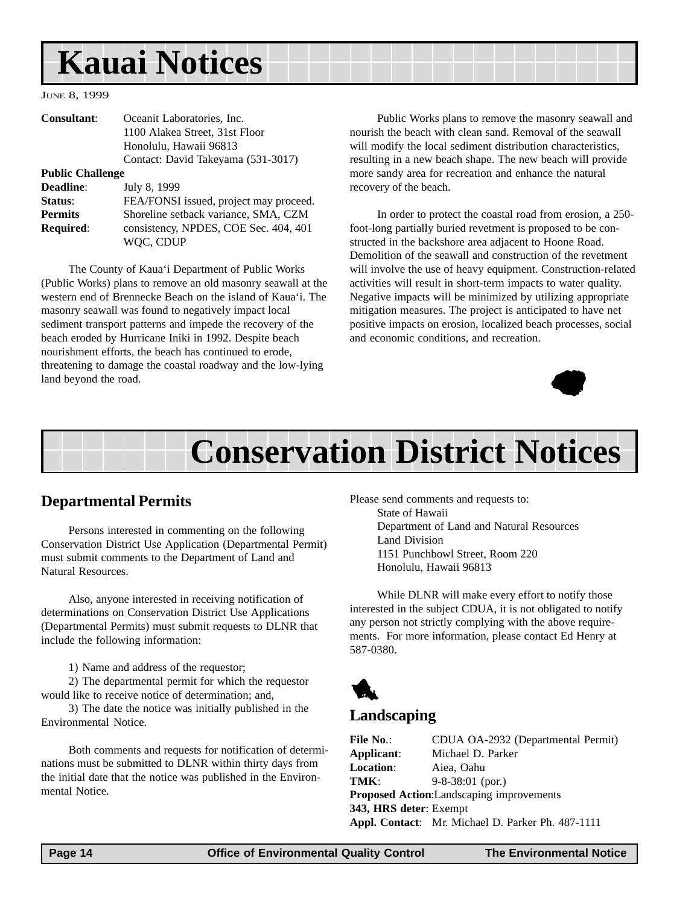# Kauai Notices

June 8, 1999

**Consultant**: Oceanit Laboratories, Inc.
1100 Alakea Street, 31st Floor
Honolulu, Hawaii 96813
Contact: David Takeyama (531-3017)

**Public Challenge**
**Deadline**: July 8, 1999
**Status**: FEA/FONSI issued, project may proceed.
**Permits Required**: Shoreline setback variance, SMA, CZM consistency, NPDES, COE Sec. 404, 401 WQC, CDUP

The County of Kaua'i Department of Public Works (Public Works) plans to remove an old masonry seawall at the western end of Brennecke Beach on the island of Kaua'i. The masonry seawall was found to negatively impact local sediment transport patterns and impede the recovery of the beach eroded by Hurricane Iniki in 1992. Despite beach nourishment efforts, the beach has continued to erode, threatening to damage the coastal roadway and the low-lying land beyond the road.

Public Works plans to remove the masonry seawall and nourish the beach with clean sand. Removal of the seawall will modify the local sediment distribution characteristics, resulting in a new beach shape. The new beach will provide more sandy area for recreation and enhance the natural recovery of the beach.

In order to protect the coastal road from erosion, a 250-foot-long partially buried revetment is proposed to be constructed in the backshore area adjacent to Hoone Road. Demolition of the seawall and construction of the revetment will involve the use of heavy equipment. Construction-related activities will result in short-term impacts to water quality. Negative impacts will be minimized by utilizing appropriate mitigation measures. The project is anticipated to have net positive impacts on erosion, localized beach processes, social and economic conditions, and recreation.

# Conservation District Notices

## Departmental Permits

Persons interested in commenting on the following Conservation District Use Application (Departmental Permit) must submit comments to the Department of Land and Natural Resources.

Also, anyone interested in receiving notification of determinations on Conservation District Use Applications (Departmental Permits) must submit requests to DLNR that include the following information:

1) Name and address of the requestor;
2) The departmental permit for which the requestor would like to receive notice of determination; and,
3) The date the notice was initially published in the Environmental Notice.

Both comments and requests for notification of determinations must be submitted to DLNR within thirty days from the initial date that the notice was published in the Environmental Notice.

Please send comments and requests to:
State of Hawaii
Department of Land and Natural Resources
Land Division
1151 Punchbowl Street, Room 220
Honolulu, Hawaii 96813

While DLNR will make every effort to notify those interested in the subject CDUA, it is not obligated to notify any person not strictly complying with the above requirements. For more information, please contact Ed Henry at 587-0380.

### Landscaping

**File No.**: CDUA OA-2932 (Departmental Permit)
**Applicant**: Michael D. Parker
**Location**: Aiea, Oahu
**TMK**: 9-8-38:01 (por.)
**Proposed Action**: Landscaping improvements
**343, HRS deter**: Exempt
**Appl. Contact**: Mr. Michael D. Parker Ph. 487-1111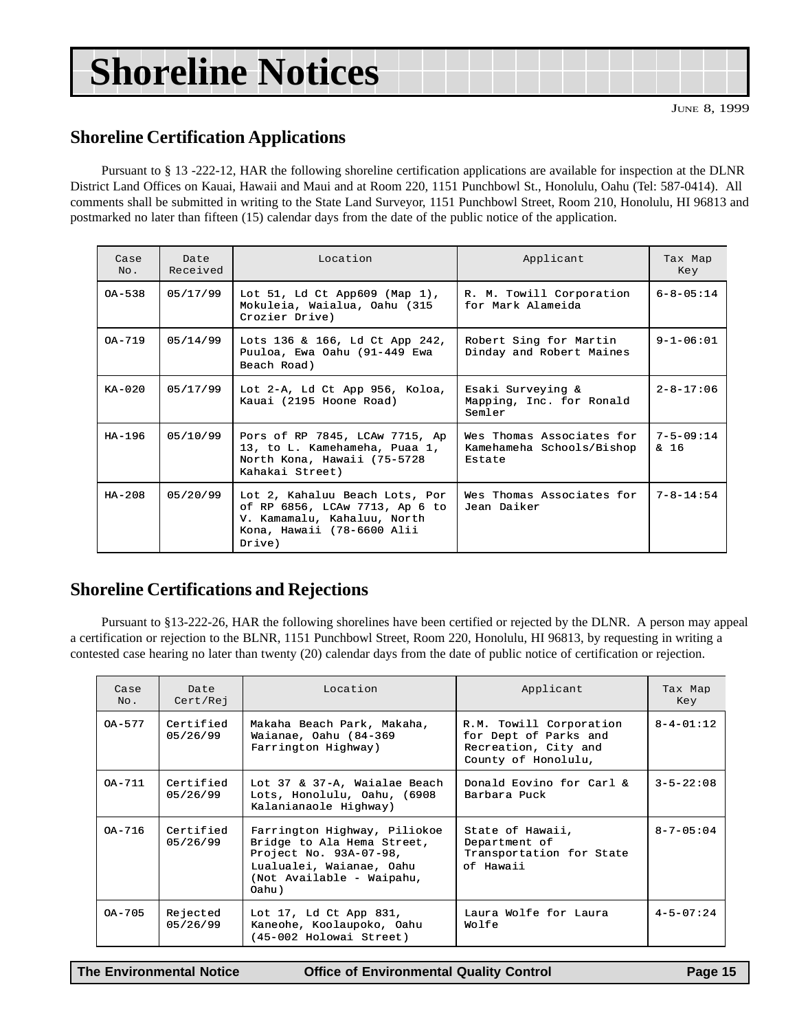# Shoreline Notices

JUNE 8, 1999

## Shoreline Certification Applications

Pursuant to § 13 -222-12, HAR the following shoreline certification applications are available for inspection at the DLNR District Land Offices on Kauai, Hawaii and Maui and at Room 220, 1151 Punchbowl St., Honolulu, Oahu (Tel: 587-0414). All comments shall be submitted in writing to the State Land Surveyor, 1151 Punchbowl Street, Room 210, Honolulu, HI 96813 and postmarked no later than fifteen (15) calendar days from the date of the public notice of the application.

| Case No. | Date Received | Location | Applicant | Tax Map Key |
|---|---|---|---|---|
| OA-538 | 05/17/99 | Lot 51, Ld Ct App609 (Map 1), Mokuleia, Waialua, Oahu (315 Crozier Drive) | R. M. Towill Corporation for Mark Alameida | 6-8-05:14 |
| OA-719 | 05/14/99 | Lots 136 & 166, Ld Ct App 242, Puuloa, Ewa Oahu (91-449 Ewa Beach Road) | Robert Sing for Martin Dinday and Robert Maines | 9-1-06:01 |
| KA-020 | 05/17/99 | Lot 2-A, Ld Ct App 956, Koloa, Kauai (2195 Hoone Road) | Esaki Surveying & Mapping, Inc. for Ronald Semler | 2-8-17:06 |
| HA-196 | 05/10/99 | Pors of RP 7845, LCAw 7715, Ap 13, to L. Kamehameha, Puaa 1, North Kona, Hawaii (75-5728 Kahakai Street) | Wes Thomas Associates for Kamehameha Schools/Bishop Estate | 7-5-09:14 & 16 |
| HA-208 | 05/20/99 | Lot 2, Kahaluu Beach Lots, Por of RP 6856, LCAw 7713, Ap 6 to V. Kamamalu, Kahaluu, North Kona, Hawaii (78-6600 Alii Drive) | Wes Thomas Associates for Jean Daiker | 7-8-14:54 |

## Shoreline Certifications and Rejections

Pursuant to §13-222-26, HAR the following shorelines have been certified or rejected by the DLNR. A person may appeal a certification or rejection to the BLNR, 1151 Punchbowl Street, Room 220, Honolulu, HI 96813, by requesting in writing a contested case hearing no later than twenty (20) calendar days from the date of public notice of certification or rejection.

| Case No. | Date Cert/Rej | Location | Applicant | Tax Map Key |
|---|---|---|---|---|
| OA-577 | Certified 05/26/99 | Makaha Beach Park, Makaha, Waianae, Oahu (84-369 Farrington Highway) | R.M. Towill Corporation for Dept of Parks and Recreation, City and County of Honolulu, | 8-4-01:12 |
| OA-711 | Certified 05/26/99 | Lot 37 & 37-A, Waialae Beach Lots, Honolulu, Oahu, (6908 Kalanianaole Highway) | Donald Eovino for Carl & Barbara Puck | 3-5-22:08 |
| OA-716 | Certified 05/26/99 | Farrington Highway, Piliokoe Bridge to Ala Hema Street, Project No. 93A-07-98, Lualualei, Waianae, Oahu (Not Available - Waipahu, Oahu) | State of Hawaii, Department of Transportation for State of Hawaii | 8-7-05:04 |
| OA-705 | Rejected 05/26/99 | Lot 17, Ld Ct App 831, Kaneohe, Koolaupoko, Oahu (45-002 Holowai Street) | Laura Wolfe for Laura Wolfe | 4-5-07:24 |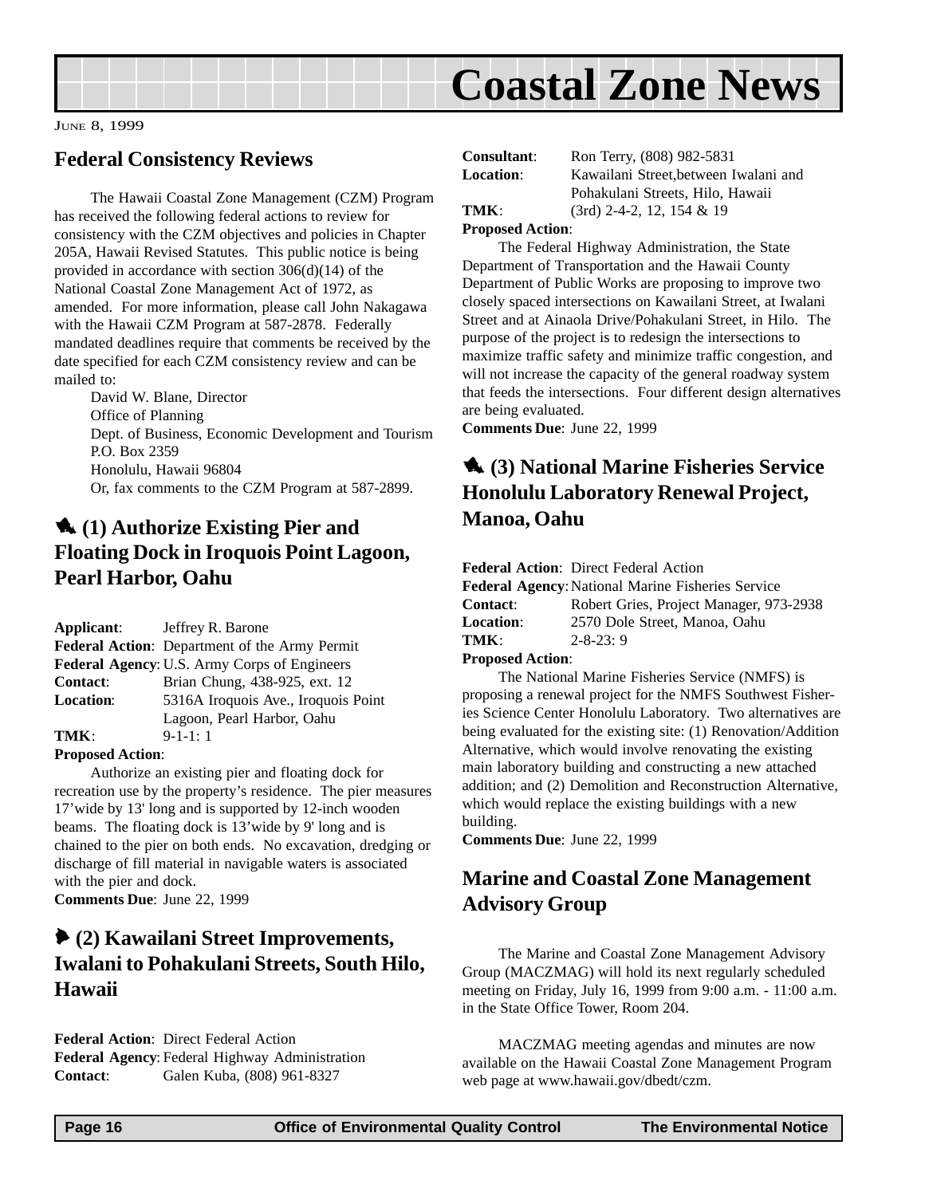# Coastal Zone News

JUNE 8, 1999

## Federal Consistency Reviews

The Hawaii Coastal Zone Management (CZM) Program has received the following federal actions to review for consistency with the CZM objectives and policies in Chapter 205A, Hawaii Revised Statutes. This public notice is being provided in accordance with section 306(d)(14) of the National Coastal Zone Management Act of 1972, as amended. For more information, please call John Nakagawa with the Hawaii CZM Program at 587-2878. Federally mandated deadlines require that comments be received by the date specified for each CZM consistency review and can be mailed to:

David W. Blane, Director
Office of Planning
Dept. of Business, Economic Development and Tourism
P.O. Box 2359
Honolulu, Hawaii 96804
Or, fax comments to the CZM Program at 587-2899.

### (1) Authorize Existing Pier and Floating Dock in Iroquois Point Lagoon, Pearl Harbor, Oahu

**Applicant**: Jeffrey R. Barone
**Federal Action**: Department of the Army Permit
**Federal Agency**: U.S. Army Corps of Engineers
**Contact**: Brian Chung, 438-925, ext. 12
**Location**: 5316A Iroquois Ave., Iroquois Point Lagoon, Pearl Harbor, Oahu
**TMK**: 9-1-1: 1
**Proposed Action**:

Authorize an existing pier and floating dock for recreation use by the property's residence. The pier measures 17'wide by 13' long and is supported by 12-inch wooden beams. The floating dock is 13'wide by 9' long and is chained to the pier on both ends. No excavation, dredging or discharge of fill material in navigable waters is associated with the pier and dock.

**Comments Due**: June 22, 1999

### (2) Kawailani Street Improvements, Iwalani to Pohakulani Streets, South Hilo, Hawaii

**Federal Action**: Direct Federal Action
**Federal Agency**: Federal Highway Administration
**Contact**: Galen Kuba, (808) 961-8327
**Consultant**: Ron Terry, (808) 982-5831
**Location**: Kawailani Street, between Iwalani and Pohakulani Streets, Hilo, Hawaii
**TMK**: (3rd) 2-4-2, 12, 154 & 19
**Proposed Action**:

The Federal Highway Administration, the State Department of Transportation and the Hawaii County Department of Public Works are proposing to improve two closely spaced intersections on Kawailani Street, at Iwalani Street and at Ainaola Drive/Pohakulani Street, in Hilo. The purpose of the project is to redesign the intersections to maximize traffic safety and minimize traffic congestion, and will not increase the capacity of the general roadway system that feeds the intersections. Four different design alternatives are being evaluated.

**Comments Due**: June 22, 1999

### (3) National Marine Fisheries Service Honolulu Laboratory Renewal Project, Manoa, Oahu

**Federal Action**: Direct Federal Action
**Federal Agency**: National Marine Fisheries Service
**Contact**: Robert Gries, Project Manager, 973-2938
**Location**: 2570 Dole Street, Manoa, Oahu
**TMK**: 2-8-23: 9
**Proposed Action**:

The National Marine Fisheries Service (NMFS) is proposing a renewal project for the NMFS Southwest Fisheries Science Center Honolulu Laboratory. Two alternatives are being evaluated for the existing site: (1) Renovation/Addition Alternative, which would involve renovating the existing main laboratory building and constructing a new attached addition; and (2) Demolition and Reconstruction Alternative, which would replace the existing buildings with a new building.

**Comments Due**: June 22, 1999

## Marine and Coastal Zone Management Advisory Group

The Marine and Coastal Zone Management Advisory Group (MACZMAG) will hold its next regularly scheduled meeting on Friday, July 16, 1999 from 9:00 a.m. - 11:00 a.m. in the State Office Tower, Room 204.

MACZMAG meeting agendas and minutes are now available on the Hawaii Coastal Zone Management Program web page at www.hawaii.gov/dbedt/czm.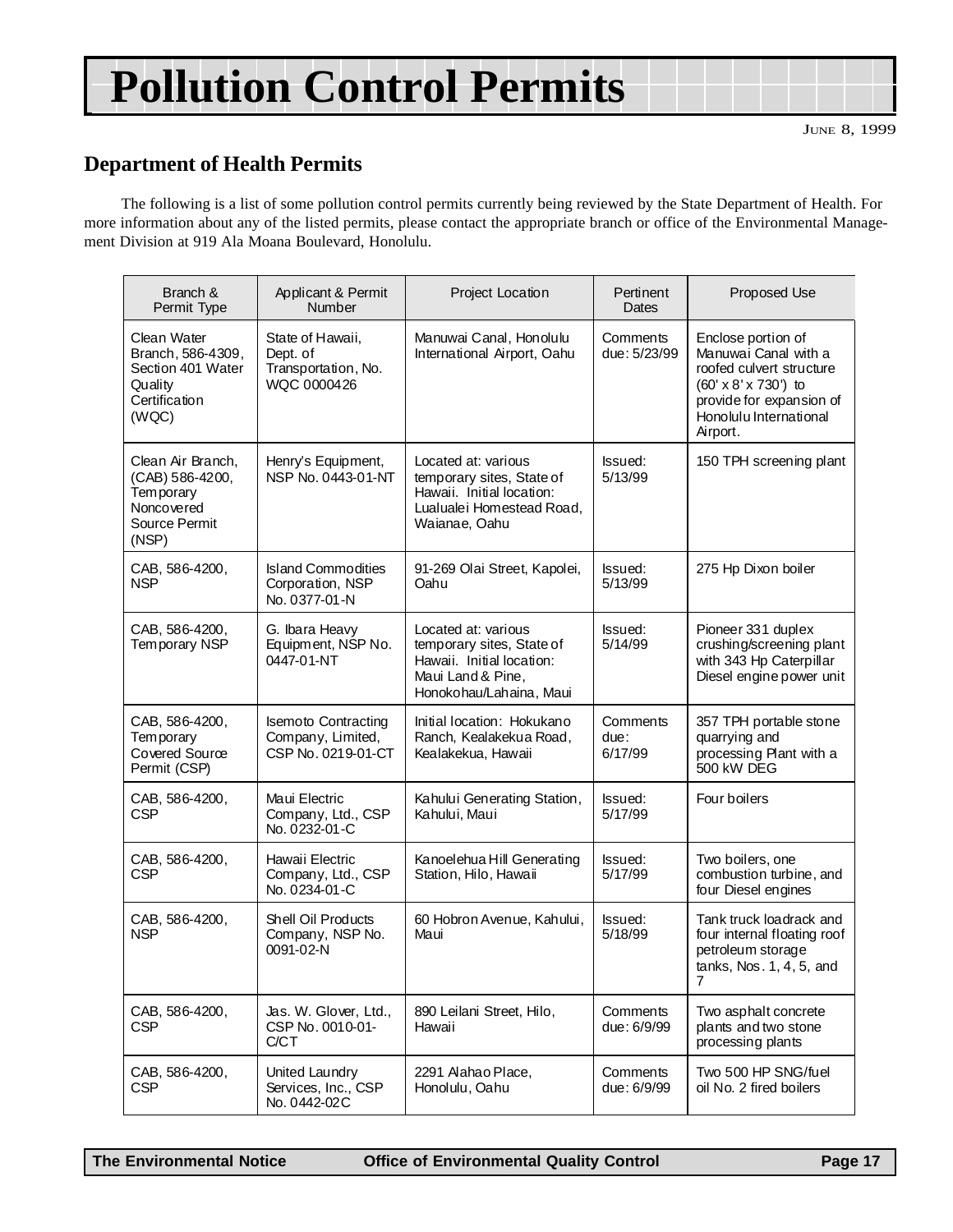# Pollution Control Permits

JUNE 8, 1999

## Department of Health Permits

The following is a list of some pollution control permits currently being reviewed by the State Department of Health. For more information about any of the listed permits, please contact the appropriate branch or office of the Environmental Management Division at 919 Ala Moana Boulevard, Honolulu.

| Branch & Permit Type | Applicant & Permit Number | Project Location | Pertinent Dates | Proposed Use |
|---|---|---|---|---|
| Clean Water Branch, 586-4309, Section 401 Water Quality Certification (WQC) | State of Hawaii, Dept. of Transportation, No. WQC 0000426 | Manuwai Canal, Honolulu International Airport, Oahu | Comments due: 5/23/99 | Enclose portion of Manuwai Canal with a roofed culvert structure (60' x 8' x 730') to provide for expansion of Honolulu International Airport. |
| Clean Air Branch, (CAB) 586-4200, Temporary Noncovered Source Permit (NSP) | Henry's Equipment, NSP No. 0443-01-NT | Located at: various temporary sites, State of Hawaii. Initial location: Lualualei Homestead Road, Waianae, Oahu | Issued: 5/13/99 | 150 TPH screening plant |
| CAB, 586-4200, NSP | Island Commodities Corporation, NSP No. 0377-01-N | 91-269 Olai Street, Kapolei, Oahu | Issued: 5/13/99 | 275 Hp Dixon boiler |
| CAB, 586-4200, Temporary NSP | G. Ibara Heavy Equipment, NSP No. 0447-01-NT | Located at: various temporary sites, State of Hawaii. Initial location: Maui Land & Pine, Honokohau/Lahaina, Maui | Issued: 5/14/99 | Pioneer 331 duplex crushing/screening plant with 343 Hp Caterpillar Diesel engine power unit |
| CAB, 586-4200, Temporary Covered Source Permit (CSP) | Isemoto Contracting Company, Limited, CSP No. 0219-01-CT | Initial location: Hokukano Ranch, Kealakekua Road, Kealakekua, Hawaii | Comments due: 6/17/99 | 357 TPH portable stone quarrying and processing Plant with a 500 kW DEG |
| CAB, 586-4200, CSP | Maui Electric Company, Ltd., CSP No. 0232-01-C | Kahului Generating Station, Kahului, Maui | Issued: 5/17/99 | Four boilers |
| CAB, 586-4200, CSP | Hawaii Electric Company, Ltd., CSP No. 0234-01-C | Kanoelehua Hill Generating Station, Hilo, Hawaii | Issued: 5/17/99 | Two boilers, one combustion turbine, and four Diesel engines |
| CAB, 586-4200, NSP | Shell Oil Products Company, NSP No. 0091-02-N | 60 Hobron Avenue, Kahului, Maui | Issued: 5/18/99 | Tank truck loadrack and four internal floating roof petroleum storage tanks, Nos. 1, 4, 5, and 7 |
| CAB, 586-4200, CSP | Jas. W. Glover, Ltd., CSP No. 0010-01-C/CT | 890 Leilani Street, Hilo, Hawaii | Comments due: 6/9/99 | Two asphalt concrete plants and two stone processing plants |
| CAB, 586-4200, CSP | United Laundry Services, Inc., CSP No. 0442-02C | 2291 Alahao Place, Honolulu, Oahu | Comments due: 6/9/99 | Two 500 HP SNG/fuel oil No. 2 fired boilers |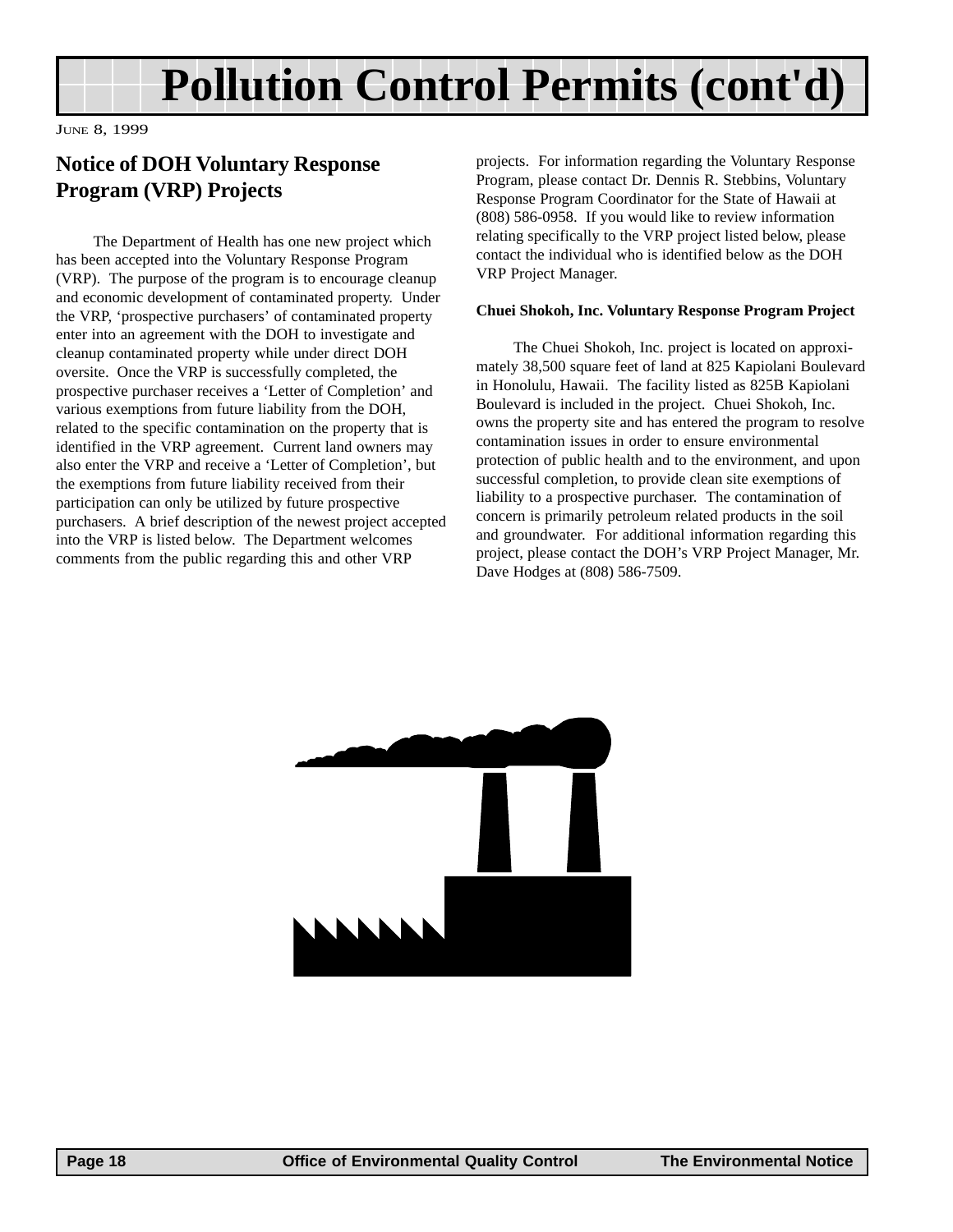# Pollution Control Permits (cont'd)

JUNE 8, 1999

## Notice of DOH Voluntary Response Program (VRP) Projects

The Department of Health has one new project which has been accepted into the Voluntary Response Program (VRP). The purpose of the program is to encourage cleanup and economic development of contaminated property. Under the VRP, 'prospective purchasers' of contaminated property enter into an agreement with the DOH to investigate and cleanup contaminated property while under direct DOH oversite. Once the VRP is successfully completed, the prospective purchaser receives a 'Letter of Completion' and various exemptions from future liability from the DOH, related to the specific contamination on the property that is identified in the VRP agreement. Current land owners may also enter the VRP and receive a 'Letter of Completion', but the exemptions from future liability received from their participation can only be utilized by future prospective purchasers. A brief description of the newest project accepted into the VRP is listed below. The Department welcomes comments from the public regarding this and other VRP projects. For information regarding the Voluntary Response Program, please contact Dr. Dennis R. Stebbins, Voluntary Response Program Coordinator for the State of Hawaii at (808) 586-0958. If you would like to review information relating specifically to the VRP project listed below, please contact the individual who is identified below as the DOH VRP Project Manager.

**Chuei Shokoh, Inc. Voluntary Response Program Project**

The Chuei Shokoh, Inc. project is located on approximately 38,500 square feet of land at 825 Kapiolani Boulevard in Honolulu, Hawaii. The facility listed as 825B Kapiolani Boulevard is included in the project. Chuei Shokoh, Inc. owns the property site and has entered the program to resolve contamination issues in order to ensure environmental protection of public health and to the environment, and upon successful completion, to provide clean site exemptions of liability to a prospective purchaser. The contamination of concern is primarily petroleum related products in the soil and groundwater. For additional information regarding this project, please contact the DOH's VRP Project Manager, Mr. Dave Hodges at (808) 586-7509.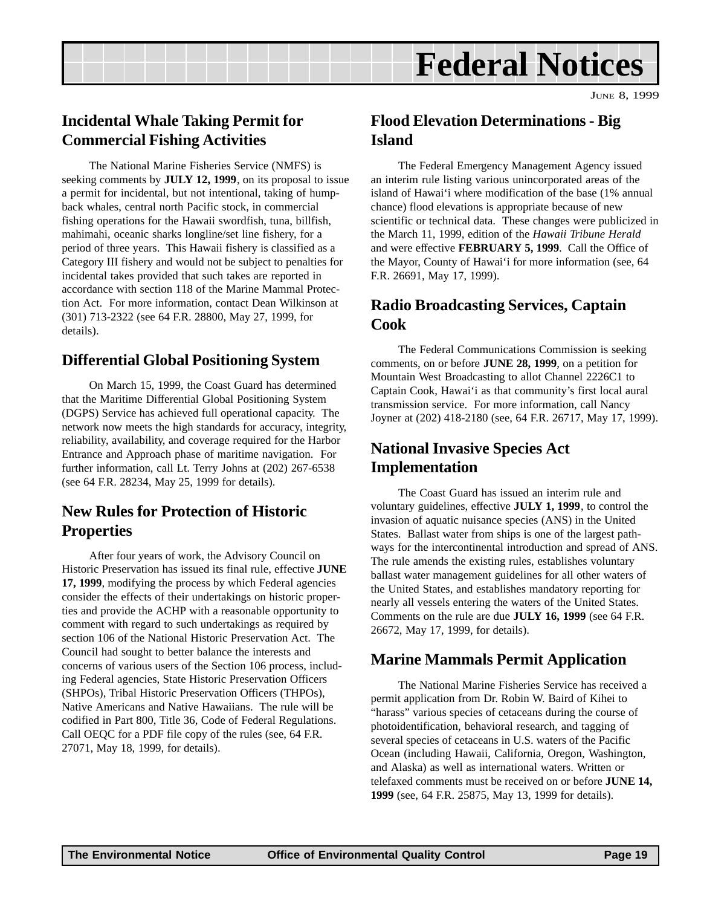# Federal Notices

JUNE 8, 1999

## Incidental Whale Taking Permit for Commercial Fishing Activities

The National Marine Fisheries Service (NMFS) is seeking comments by **JULY 12, 1999**, on its proposal to issue a permit for incidental, but not intentional, taking of humpback whales, central north Pacific stock, in commercial fishing operations for the Hawaii swordfish, tuna, billfish, mahimahi, oceanic sharks longline/set line fishery, for a period of three years. This Hawaii fishery is classified as a Category III fishery and would not be subject to penalties for incidental takes provided that such takes are reported in accordance with section 118 of the Marine Mammal Protection Act. For more information, contact Dean Wilkinson at (301) 713-2322 (see 64 F.R. 28800, May 27, 1999, for details).

## Differential Global Positioning System

On March 15, 1999, the Coast Guard has determined that the Maritime Differential Global Positioning System (DGPS) Service has achieved full operational capacity. The network now meets the high standards for accuracy, integrity, reliability, availability, and coverage required for the Harbor Entrance and Approach phase of maritime navigation. For further information, call Lt. Terry Johns at (202) 267-6538 (see 64 F.R. 28234, May 25, 1999 for details).

## New Rules for Protection of Historic Properties

After four years of work, the Advisory Council on Historic Preservation has issued its final rule, effective **JUNE 17, 1999**, modifying the process by which Federal agencies consider the effects of their undertakings on historic properties and provide the ACHP with a reasonable opportunity to comment with regard to such undertakings as required by section 106 of the National Historic Preservation Act. The Council had sought to better balance the interests and concerns of various users of the Section 106 process, including Federal agencies, State Historic Preservation Officers (SHPOs), Tribal Historic Preservation Officers (THPOs), Native Americans and Native Hawaiians. The rule will be codified in Part 800, Title 36, Code of Federal Regulations. Call OEQC for a PDF file copy of the rules (see, 64 F.R. 27071, May 18, 1999, for details).

## Flood Elevation Determinations - Big Island

The Federal Emergency Management Agency issued an interim rule listing various unincorporated areas of the island of Hawai'i where modification of the base (1% annual chance) flood elevations is appropriate because of new scientific or technical data. These changes were publicized in the March 11, 1999, edition of the *Hawaii Tribune Herald* and were effective **FEBRUARY 5, 1999**. Call the Office of the Mayor, County of Hawai'i for more information (see, 64 F.R. 26691, May 17, 1999).

## Radio Broadcasting Services, Captain Cook

The Federal Communications Commission is seeking comments, on or before **JUNE 28, 1999**, on a petition for Mountain West Broadcasting to allot Channel 2226C1 to Captain Cook, Hawai'i as that community's first local aural transmission service. For more information, call Nancy Joyner at (202) 418-2180 (see, 64 F.R. 26717, May 17, 1999).

## National Invasive Species Act Implementation

The Coast Guard has issued an interim rule and voluntary guidelines, effective **JULY 1, 1999**, to control the invasion of aquatic nuisance species (ANS) in the United States. Ballast water from ships is one of the largest pathways for the intercontinental introduction and spread of ANS. The rule amends the existing rules, establishes voluntary ballast water management guidelines for all other waters of the United States, and establishes mandatory reporting for nearly all vessels entering the waters of the United States. Comments on the rule are due **JULY 16, 1999** (see 64 F.R. 26672, May 17, 1999, for details).

## Marine Mammals Permit Application

The National Marine Fisheries Service has received a permit application from Dr. Robin W. Baird of Kihei to "harass" various species of cetaceans during the course of photoidentification, behavioral research, and tagging of several species of cetaceans in U.S. waters of the Pacific Ocean (including Hawaii, California, Oregon, Washington, and Alaska) as well as international waters. Written or telefaxed comments must be received on or before **JUNE 14, 1999** (see, 64 F.R. 25875, May 13, 1999 for details).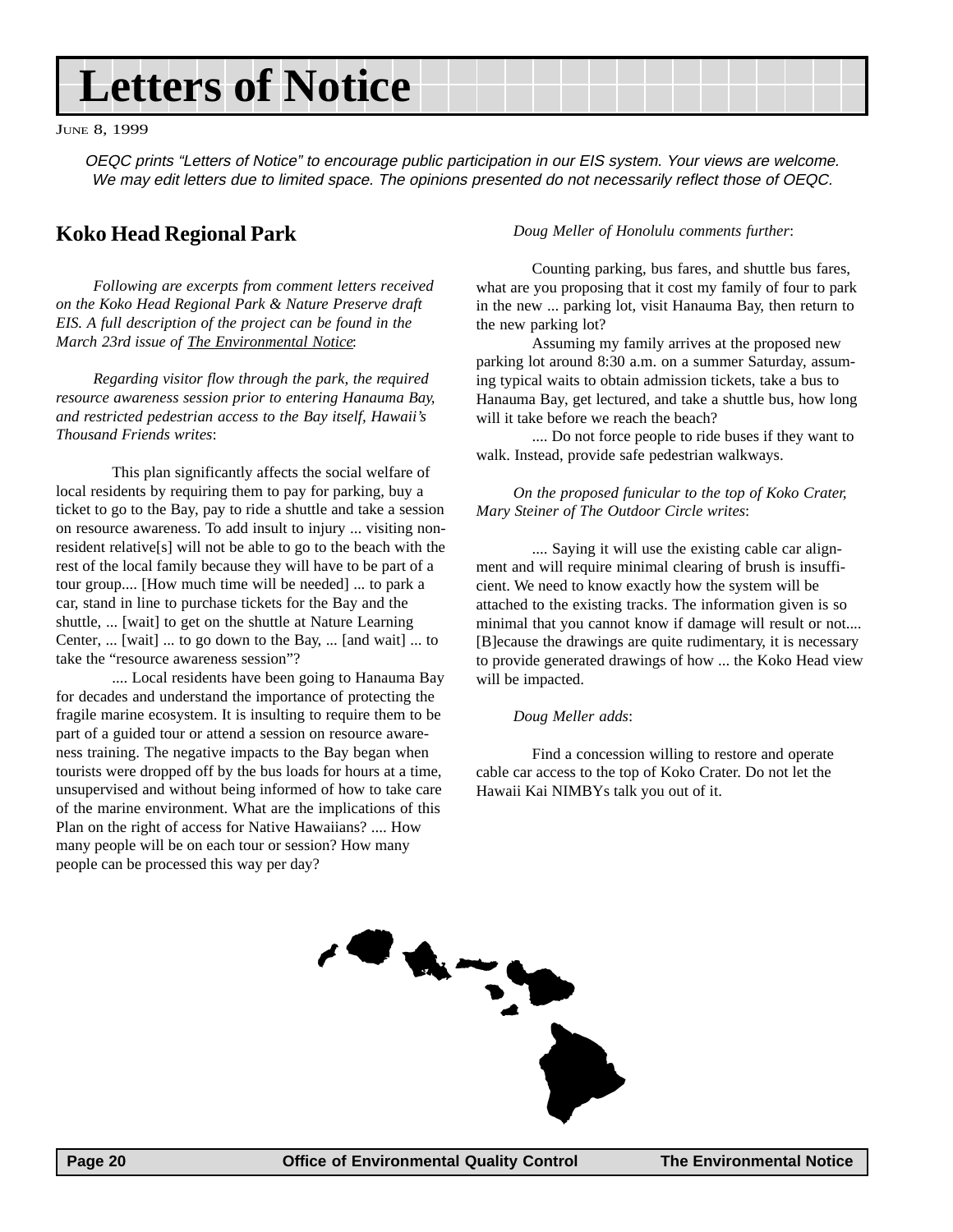# Letters of Notice

JUNE 8, 1999

*OEQC prints "Letters of Notice" to encourage public participation in our EIS system. Your views are welcome. We may edit letters due to limited space. The opinions presented do not necessarily reflect those of OEQC.*

## Koko Head Regional Park

*Following are excerpts from comment letters received on the Koko Head Regional Park & Nature Preserve draft EIS. A full description of the project can be found in the March 23rd issue of The Environmental Notice:*

*Regarding visitor flow through the park, the required resource awareness session prior to entering Hanauma Bay, and restricted pedestrian access to the Bay itself, Hawaii's Thousand Friends writes:*

This plan significantly affects the social welfare of local residents by requiring them to pay for parking, buy a ticket to go to the Bay, pay to ride a shuttle and take a session on resource awareness. To add insult to injury ... visiting non-resident relative[s] will not be able to go to the beach with the rest of the local family because they will have to be part of a tour group.... [How much time will be needed] ... to park a car, stand in line to purchase tickets for the Bay and the shuttle, ... [wait] to get on the shuttle at Nature Learning Center, ... [wait] ... to go down to the Bay, ... [and wait] ... to take the "resource awareness session"?

.... Local residents have been going to Hanauma Bay for decades and understand the importance of protecting the fragile marine ecosystem. It is insulting to require them to be part of a guided tour or attend a session on resource awareness training. The negative impacts to the Bay began when tourists were dropped off by the bus loads for hours at a time, unsupervised and without being informed of how to take care of the marine environment. What are the implications of this Plan on the right of access for Native Hawaiians? .... How many people will be on each tour or session? How many people can be processed this way per day?

*Doug Meller of Honolulu comments further:*

Counting parking, bus fares, and shuttle bus fares, what are you proposing that it cost my family of four to park in the new ... parking lot, visit Hanauma Bay, then return to the new parking lot?

Assuming my family arrives at the proposed new parking lot around 8:30 a.m. on a summer Saturday, assuming typical waits to obtain admission tickets, take a bus to Hanauma Bay, get lectured, and take a shuttle bus, how long will it take before we reach the beach?

.... Do not force people to ride buses if they want to walk. Instead, provide safe pedestrian walkways.

*On the proposed funicular to the top of Koko Crater, Mary Steiner of The Outdoor Circle writes:*

.... Saying it will use the existing cable car alignment and will require minimal clearing of brush is insufficient. We need to know exactly how the system will be attached to the existing tracks. The information given is so minimal that you cannot know if damage will result or not.... [B]ecause the drawings are quite rudimentary, it is necessary to provide generated drawings of how ... the Koko Head view will be impacted.

*Doug Meller adds:*

Find a concession willing to restore and operate cable car access to the top of Koko Crater. Do not let the Hawaii Kai NIMBYs talk you out of it.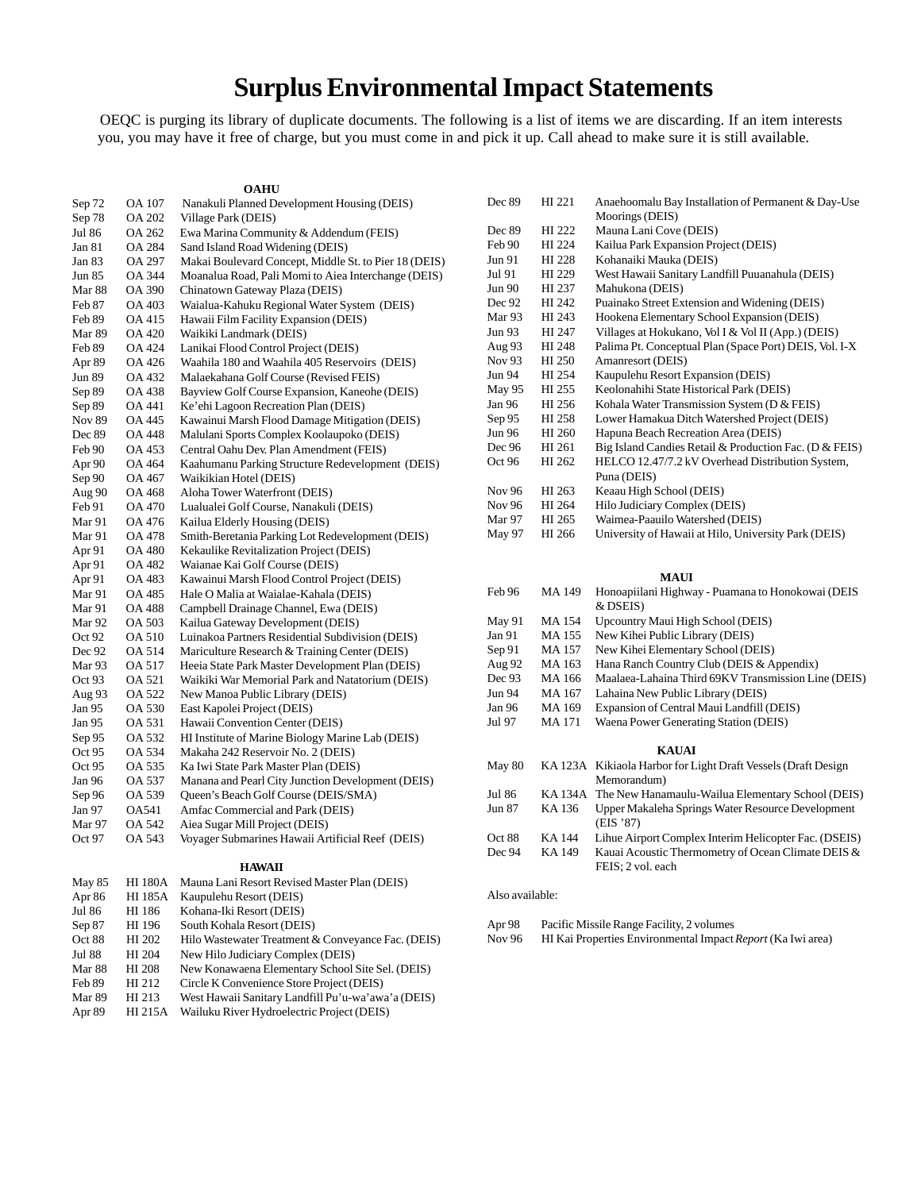# Surplus Environmental Impact Statements

OEQC is purging its library of duplicate documents. The following is a list of items we are discarding. If an item interests you, you may have it free of charge, but you must come in and pick it up. Call ahead to make sure it is still available.

## OAHU

| | | |
|---|---|---|
| Sep 72 | OA 107 | Nanakuli Planned Development Housing (DEIS) |
| Sep 78 | OA 202 | Village Park (DEIS) |
| Jul 86 | OA 262 | Ewa Marina Community & Addendum (FEIS) |
| Jan 81 | OA 284 | Sand Island Road Widening (DEIS) |
| Jan 83 | OA 297 | Makai Boulevard Concept, Middle St. to Pier 18 (DEIS) |
| Jun 85 | OA 344 | Moanalua Road, Pali Momi to Aiea Interchange (DEIS) |
| Mar 88 | OA 390 | Chinatown Gateway Plaza (DEIS) |
| Feb 87 | OA 403 | Waialua-Kahuku Regional Water System (DEIS) |
| Feb 89 | OA 415 | Hawaii Film Facility Expansion (DEIS) |
| Mar 89 | OA 420 | Waikiki Landmark (DEIS) |
| Feb 89 | OA 424 | Lanikai Flood Control Project (DEIS) |
| Apr 89 | OA 426 | Waahila 180 and Waahila 405 Reservoirs (DEIS) |
| Jun 89 | OA 432 | Malaekahana Golf Course (Revised FEIS) |
| Sep 89 | OA 438 | Bayview Golf Course Expansion, Kaneohe (DEIS) |
| Sep 89 | OA 441 | Ke'ehi Lagoon Recreation Plan (DEIS) |
| Nov 89 | OA 445 | Kawainui Marsh Flood Damage Mitigation (DEIS) |
| Dec 89 | OA 448 | Malulani Sports Complex Koolaupoko (DEIS) |
| Feb 90 | OA 453 | Central Oahu Dev. Plan Amendment (FEIS) |
| Apr 90 | OA 464 | Kaahumanu Parking Structure Redevelopment (DEIS) |
| Sep 90 | OA 467 | Waikikian Hotel (DEIS) |
| Aug 90 | OA 468 | Aloha Tower Waterfront (DEIS) |
| Feb 91 | OA 470 | Lualualei Golf Course, Nanakuli (DEIS) |
| Mar 91 | OA 476 | Kailua Elderly Housing (DEIS) |
| Mar 91 | OA 478 | Smith-Beretania Parking Lot Redevelopment (DEIS) |
| Apr 91 | OA 480 | Kekaulike Revitalization Project (DEIS) |
| Apr 91 | OA 482 | Waianae Kai Golf Course (DEIS) |
| Apr 91 | OA 483 | Kawainui Marsh Flood Control Project (DEIS) |
| Mar 91 | OA 485 | Hale O Malia at Waialae-Kahala (DEIS) |
| Mar 91 | OA 488 | Campbell Drainage Channel, Ewa (DEIS) |
| Mar 92 | OA 503 | Kailua Gateway Development (DEIS) |
| Oct 92 | OA 510 | Luinakoa Partners Residential Subdivision (DEIS) |
| Dec 92 | OA 514 | Mariculture Research & Training Center (DEIS) |
| Mar 93 | OA 517 | Heeia State Park Master Development Plan (DEIS) |
| Oct 93 | OA 521 | Waikiki War Memorial Park and Natatorium (DEIS) |
| Aug 93 | OA 522 | New Manoa Public Library (DEIS) |
| Jan 95 | OA 530 | East Kapolei Project (DEIS) |
| Jan 95 | OA 531 | Hawaii Convention Center (DEIS) |
| Sep 95 | OA 532 | HI Institute of Marine Biology Marine Lab (DEIS) |
| Oct 95 | OA 534 | Makaha 242 Reservoir No. 2 (DEIS) |
| Oct 95 | OA 535 | Ka Iwi State Park Master Plan (DEIS) |
| Jan 96 | OA 537 | Manana and Pearl City Junction Development (DEIS) |
| Sep 96 | OA 539 | Queen's Beach Golf Course (DEIS/SMA) |
| Jan 97 | OA541 | Amfac Commercial and Park (DEIS) |
| Mar 97 | OA 542 | Aiea Sugar Mill Project (DEIS) |
| Oct 97 | OA 543 | Voyager Submarines Hawaii Artificial Reef (DEIS) |

## HAWAII

| | | |
|---|---|---|
| May 85 | HI 180A | Mauna Lani Resort Revised Master Plan (DEIS) |
| Apr 86 | HI 185A | Kaupulehu Resort (DEIS) |
| Jul 86 | HI 186 | Kohana-Iki Resort (DEIS) |
| Sep 87 | HI 196 | South Kohala Resort (DEIS) |
| Oct 88 | HI 202 | Hilo Wastewater Treatment & Conveyance Fac. (DEIS) |
| Jul 88 | HI 204 | New Hilo Judiciary Complex (DEIS) |
| Mar 88 | HI 208 | New Konawaena Elementary School Site Sel. (DEIS) |
| Feb 89 | HI 212 | Circle K Convenience Store Project (DEIS) |
| Mar 89 | HI 213 | West Hawaii Sanitary Landfill Pu'u-wa'awa'a (DEIS) |
| Apr 89 | HI 215A | Wailuku River Hydroelectric Project (DEIS) |
| Dec 89 | HI 221 | Anaehoomalu Bay Installation of Permanent & Day-Use Moorings (DEIS) |
| Dec 89 | HI 222 | Mauna Lani Cove (DEIS) |
| Feb 90 | HI 224 | Kailua Park Expansion Project (DEIS) |
| Jun 91 | HI 228 | Kohanaiki Mauka (DEIS) |
| Jul 91 | HI 229 | West Hawaii Sanitary Landfill Puuanahula (DEIS) |
| Jun 90 | HI 237 | Mahukona (DEIS) |
| Dec 92 | HI 242 | Puainako Street Extension and Widening (DEIS) |
| Mar 93 | HI 243 | Hookena Elementary School Expansion (DEIS) |
| Jun 93 | HI 247 | Villages at Hokukano, Vol I & Vol II (App.) (DEIS) |
| Aug 93 | HI 248 | Palima Pt. Conceptual Plan (Space Port) DEIS, Vol. I-X |
| Nov 93 | HI 250 | Amanresort (DEIS) |
| Jun 94 | HI 254 | Kaupulehu Resort Expansion (DEIS) |
| May 95 | HI 255 | Keolonahihi State Historical Park (DEIS) |
| Jan 96 | HI 256 | Kohala Water Transmission System (D & FEIS) |
| Sep 95 | HI 258 | Lower Hamakua Ditch Watershed Project (DEIS) |
| Jun 96 | HI 260 | Hapuna Beach Recreation Area (DEIS) |
| Dec 96 | HI 261 | Big Island Candies Retail & Production Fac. (D & FEIS) |
| Oct 96 | HI 262 | HELCO 12.47/7.2 kV Overhead Distribution System, Puna (DEIS) |
| Nov 96 | HI 263 | Keaau High School (DEIS) |
| Nov 96 | HI 264 | Hilo Judiciary Complex (DEIS) |
| Mar 97 | HI 265 | Waimea-Paauilo Watershed (DEIS) |
| May 97 | HI 266 | University of Hawaii at Hilo, University Park (DEIS) |

## MAUI

| | | |
|---|---|---|
| Feb 96 | MA 149 | Honoapiilani Highway - Puamana to Honokowai (DEIS & DSEIS) |
| May 91 | MA 154 | Upcountry Maui High School (DEIS) |
| Jan 91 | MA 155 | New Kihei Public Library (DEIS) |
| Sep 91 | MA 157 | New Kihei Elementary School (DEIS) |
| Aug 92 | MA 163 | Hana Ranch Country Club (DEIS & Appendix) |
| Dec 93 | MA 166 | Maalaea-Lahaina Third 69KV Transmission Line (DEIS) |
| Jun 94 | MA 167 | Lahaina New Public Library (DEIS) |
| Jan 96 | MA 169 | Expansion of Central Maui Landfill (DEIS) |
| Jul 97 | MA 171 | Waena Power Generating Station (DEIS) |

## KAUAI

| | | |
|---|---|---|
| May 80 | KA 123A | Kikiaola Harbor for Light Draft Vessels (Draft Design Memorandum) |
| Jul 86 | KA 134A | The New Hanamaulu-Wailua Elementary School (DEIS) |
| Jun 87 | KA 136 | Upper Makaleha Springs Water Resource Development (EIS '87) |
| Oct 88 | KA 144 | Lihue Airport Complex Interim Helicopter Fac. (DSEIS) |
| Dec 94 | KA 149 | Kauai Acoustic Thermometry of Ocean Climate DEIS & FEIS; 2 vol. each |

Also available:

| | |
|---|---|
| Apr 98 | Pacific Missile Range Facility, 2 volumes |
| Nov 96 | HI Kai Properties Environmental Impact *Report* (Ka Iwi area) |